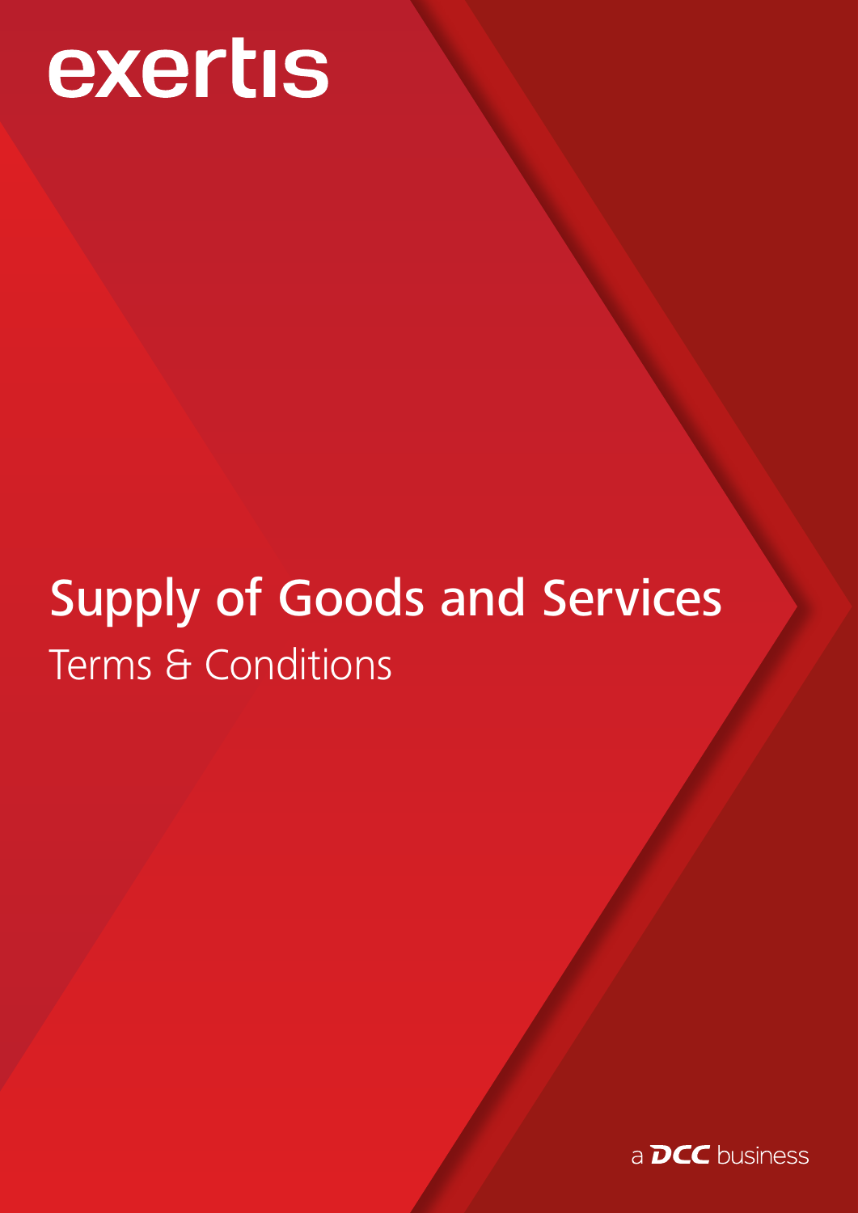exertis

# Supply of Goods and Services

## Terms & Conditions

a DCC business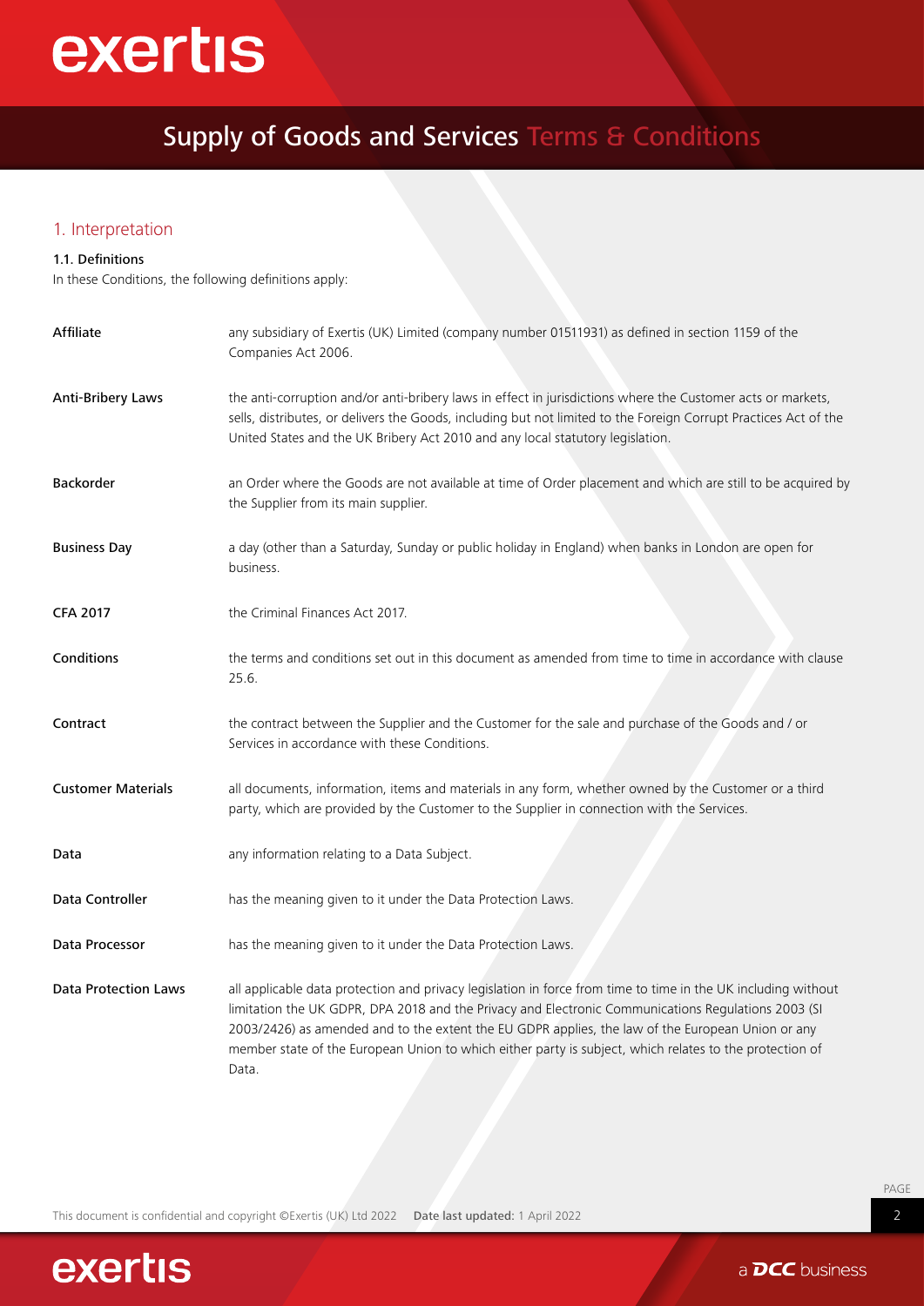# Supply of Goods and Services Terms & Conditions

## 1. Interpretation

### 1.1. Definitions

In these Conditions, the following definitions apply:

| Term | Definition |
| --- | --- |
| **Affiliate** | any subsidiary of Exertis (UK) Limited (company number 01511931) as defined in section 1159 of the Companies Act 2006. |
| **Anti-Bribery Laws** | the anti-corruption and/or anti-bribery laws in effect in jurisdictions where the Customer acts or markets, sells, distributes, or delivers the Goods, including but not limited to the Foreign Corrupt Practices Act of the United States and the UK Bribery Act 2010 and any local statutory legislation. |
| **Backorder** | an Order where the Goods are not available at time of Order placement and which are still to be acquired by the Supplier from its main supplier. |
| **Business Day** | a day (other than a Saturday, Sunday or public holiday in England) when banks in London are open for business. |
| **CFA 2017** | the Criminal Finances Act 2017. |
| **Conditions** | the terms and conditions set out in this document as amended from time to time in accordance with clause 25.6. |
| **Contract** | the contract between the Supplier and the Customer for the sale and purchase of the Goods and / or Services in accordance with these Conditions. |
| **Customer Materials** | all documents, information, items and materials in any form, whether owned by the Customer or a third party, which are provided by the Customer to the Supplier in connection with the Services. |
| **Data** | any information relating to a Data Subject. |
| **Data Controller** | has the meaning given to it under the Data Protection Laws. |
| **Data Processor** | has the meaning given to it under the Data Protection Laws. |
| **Data Protection Laws** | all applicable data protection and privacy legislation in force from time to time in the UK including without limitation the UK GDPR, DPA 2018 and the Privacy and Electronic Communications Regulations 2003 (SI 2003/2426) as amended and to the extent the EU GDPR applies, the law of the European Union or any member state of the European Union to which either party is subject, which relates to the protection of Data. |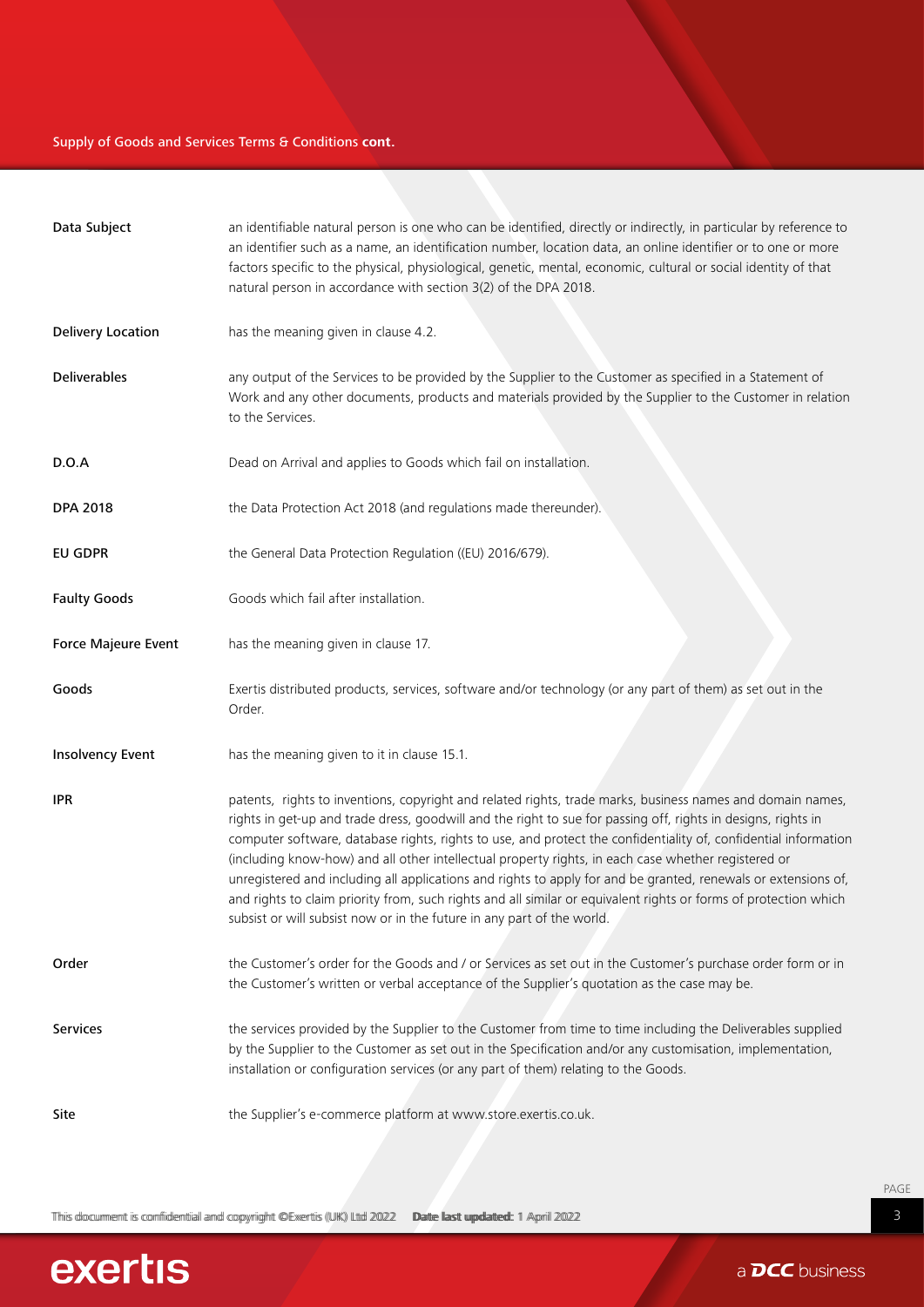| | |
|---|---|
| **Data Subject** | an identifiable natural person is one who can be identified, directly or indirectly, in particular by reference to an identifier such as a name, an identification number, location data, an online identifier or to one or more factors specific to the physical, physiological, genetic, mental, economic, cultural or social identity of that natural person in accordance with section 3(2) of the DPA 2018. |
| **Delivery Location** | has the meaning given in clause 4.2. |
| **Deliverables** | any output of the Services to be provided by the Supplier to the Customer as specified in a Statement of Work and any other documents, products and materials provided by the Supplier to the Customer in relation to the Services. |
| **D.O.A** | Dead on Arrival and applies to Goods which fail on installation. |
| **DPA 2018** | the Data Protection Act 2018 (and regulations made thereunder). |
| **EU GDPR** | the General Data Protection Regulation ((EU) 2016/679). |
| **Faulty Goods** | Goods which fail after installation. |
| **Force Majeure Event** | has the meaning given in clause 17. |
| **Goods** | Exertis distributed products, services, software and/or technology (or any part of them) as set out in the Order. |
| **Insolvency Event** | has the meaning given to it in clause 15.1. |
| **IPR** | patents, rights to inventions, copyright and related rights, trade marks, business names and domain names, rights in get-up and trade dress, goodwill and the right to sue for passing off, rights in designs, rights in computer software, database rights, rights to use, and protect the confidentiality of, confidential information (including know-how) and all other intellectual property rights, in each case whether registered or unregistered and including all applications and rights to apply for and be granted, renewals or extensions of, and rights to claim priority from, such rights and all similar or equivalent rights or forms of protection which subsist or will subsist now or in the future in any part of the world. |
| **Order** | the Customer's order for the Goods and / or Services as set out in the Customer's purchase order form or in the Customer's written or verbal acceptance of the Supplier's quotation as the case may be. |
| **Services** | the services provided by the Supplier to the Customer from time to time including the Deliverables supplied by the Supplier to the Customer as set out in the Specification and/or any customisation, implementation, installation or configuration services (or any part of them) relating to the Goods. |
| **Site** | the Supplier's e-commerce platform at www.store.exertis.co.uk. |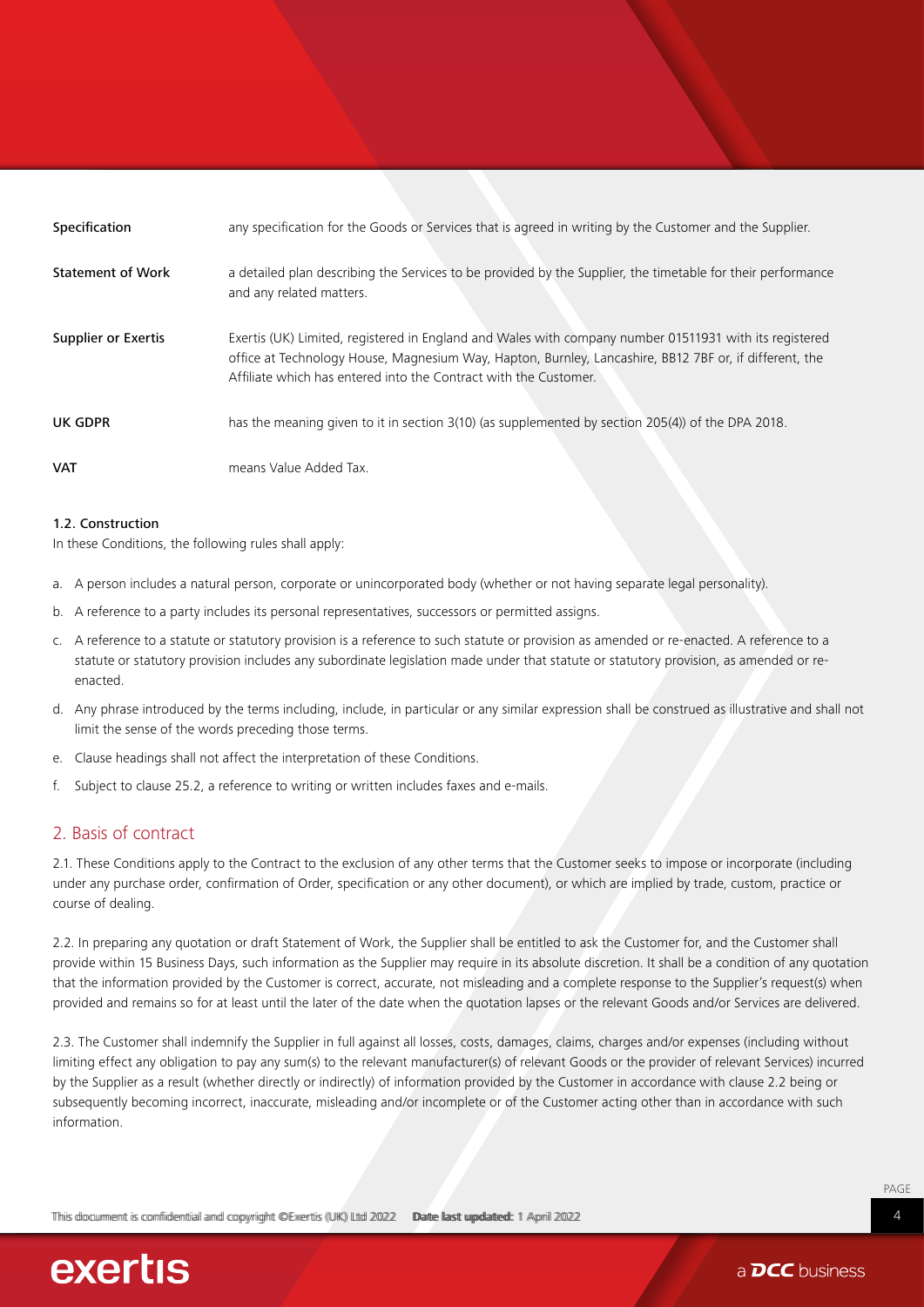| | |
|---|---|
| **Specification** | any specification for the Goods or Services that is agreed in writing by the Customer and the Supplier. |
| **Statement of Work** | a detailed plan describing the Services to be provided by the Supplier, the timetable for their performance and any related matters. |
| **Supplier or Exertis** | Exertis (UK) Limited, registered in England and Wales with company number 01511931 with its registered office at Technology House, Magnesium Way, Hapton, Burnley, Lancashire, BB12 7BF or, if different, the Affiliate which has entered into the Contract with the Customer. |
| **UK GDPR** | has the meaning given to it in section 3(10) (as supplemented by section 205(4)) of the DPA 2018. |
| **VAT** | means Value Added Tax. |

### 1.2. Construction

In these Conditions, the following rules shall apply:

a. A person includes a natural person, corporate or unincorporated body (whether or not having separate legal personality).

b. A reference to a party includes its personal representatives, successors or permitted assigns.

c. A reference to a statute or statutory provision is a reference to such statute or provision as amended or re-enacted. A reference to a statute or statutory provision includes any subordinate legislation made under that statute or statutory provision, as amended or re-enacted.

d. Any phrase introduced by the terms including, include, in particular or any similar expression shall be construed as illustrative and shall not limit the sense of the words preceding those terms.

e. Clause headings shall not affect the interpretation of these Conditions.

f. Subject to clause 25.2, a reference to writing or written includes faxes and e-mails.

## 2. Basis of contract

2.1. These Conditions apply to the Contract to the exclusion of any other terms that the Customer seeks to impose or incorporate (including under any purchase order, confirmation of Order, specification or any other document), or which are implied by trade, custom, practice or course of dealing.

2.2. In preparing any quotation or draft Statement of Work, the Supplier shall be entitled to ask the Customer for, and the Customer shall provide within 15 Business Days, such information as the Supplier may require in its absolute discretion. It shall be a condition of any quotation that the information provided by the Customer is correct, accurate, not misleading and a complete response to the Supplier's request(s) when provided and remains so for at least until the later of the date when the quotation lapses or the relevant Goods and/or Services are delivered.

2.3. The Customer shall indemnify the Supplier in full against all losses, costs, damages, claims, charges and/or expenses (including without limiting effect any obligation to pay any sum(s) to the relevant manufacturer(s) of relevant Goods or the provider of relevant Services) incurred by the Supplier as a result (whether directly or indirectly) of information provided by the Customer in accordance with clause 2.2 being or subsequently becoming incorrect, inaccurate, misleading and/or incomplete or of the Customer acting other than in accordance with such information.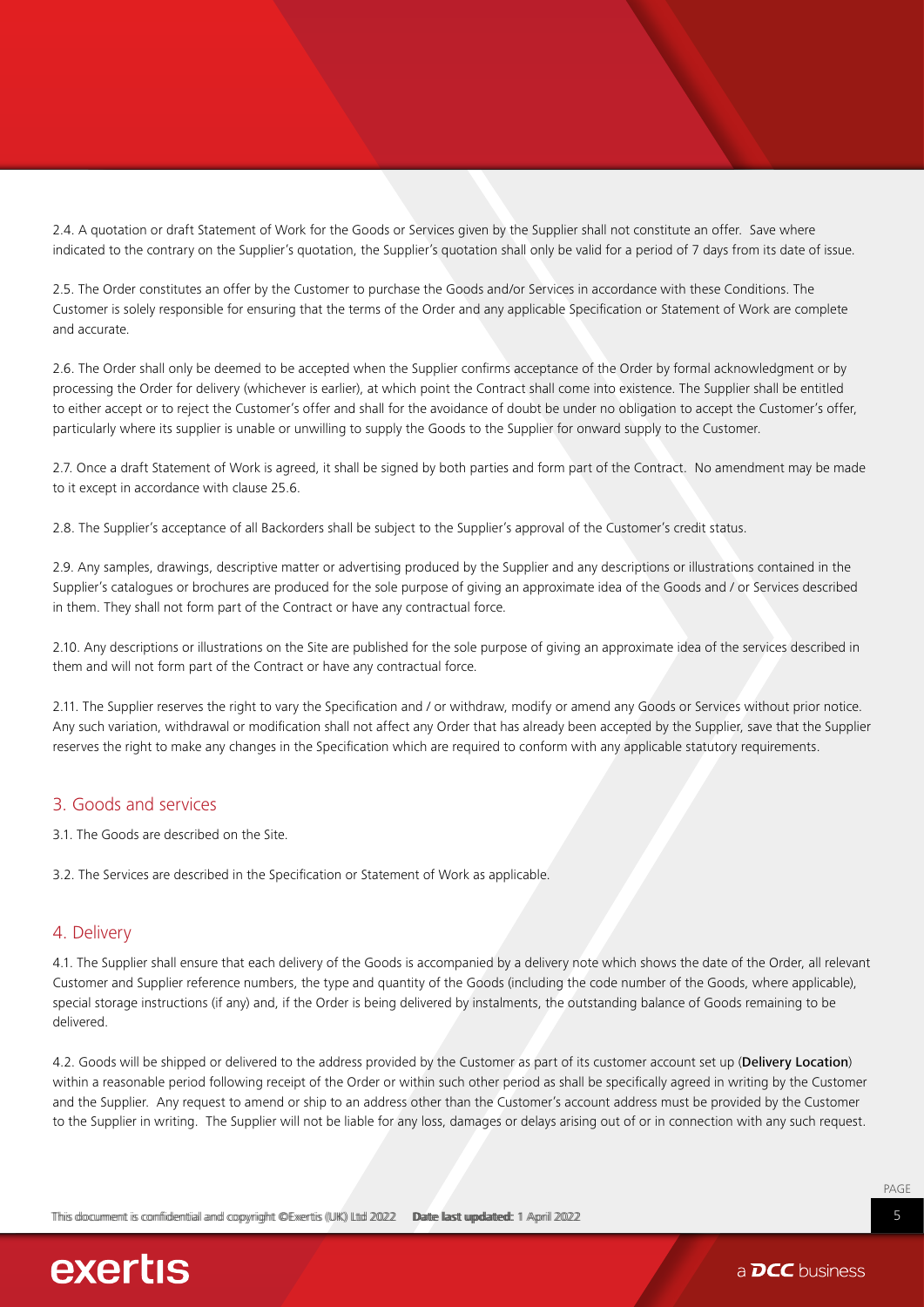2.4. A quotation or draft Statement of Work for the Goods or Services given by the Supplier shall not constitute an offer. Save where indicated to the contrary on the Supplier's quotation, the Supplier's quotation shall only be valid for a period of 7 days from its date of issue.

2.5. The Order constitutes an offer by the Customer to purchase the Goods and/or Services in accordance with these Conditions. The Customer is solely responsible for ensuring that the terms of the Order and any applicable Specification or Statement of Work are complete and accurate.

2.6. The Order shall only be deemed to be accepted when the Supplier confirms acceptance of the Order by formal acknowledgment or by processing the Order for delivery (whichever is earlier), at which point the Contract shall come into existence. The Supplier shall be entitled to either accept or to reject the Customer's offer and shall for the avoidance of doubt be under no obligation to accept the Customer's offer, particularly where its supplier is unable or unwilling to supply the Goods to the Supplier for onward supply to the Customer.

2.7. Once a draft Statement of Work is agreed, it shall be signed by both parties and form part of the Contract. No amendment may be made to it except in accordance with clause 25.6.

2.8. The Supplier's acceptance of all Backorders shall be subject to the Supplier's approval of the Customer's credit status.

2.9. Any samples, drawings, descriptive matter or advertising produced by the Supplier and any descriptions or illustrations contained in the Supplier's catalogues or brochures are produced for the sole purpose of giving an approximate idea of the Goods and / or Services described in them. They shall not form part of the Contract or have any contractual force.

2.10. Any descriptions or illustrations on the Site are published for the sole purpose of giving an approximate idea of the services described in them and will not form part of the Contract or have any contractual force.

2.11. The Supplier reserves the right to vary the Specification and / or withdraw, modify or amend any Goods or Services without prior notice. Any such variation, withdrawal or modification shall not affect any Order that has already been accepted by the Supplier, save that the Supplier reserves the right to make any changes in the Specification which are required to conform with any applicable statutory requirements.

## 3. Goods and services

3.1. The Goods are described on the Site.

3.2. The Services are described in the Specification or Statement of Work as applicable.

## 4. Delivery

4.1. The Supplier shall ensure that each delivery of the Goods is accompanied by a delivery note which shows the date of the Order, all relevant Customer and Supplier reference numbers, the type and quantity of the Goods (including the code number of the Goods, where applicable), special storage instructions (if any) and, if the Order is being delivered by instalments, the outstanding balance of Goods remaining to be delivered.

4.2. Goods will be shipped or delivered to the address provided by the Customer as part of its customer account set up (**Delivery Location**) within a reasonable period following receipt of the Order or within such other period as shall be specifically agreed in writing by the Customer and the Supplier. Any request to amend or ship to an address other than the Customer's account address must be provided by the Customer to the Supplier in writing. The Supplier will not be liable for any loss, damages or delays arising out of or in connection with any such request.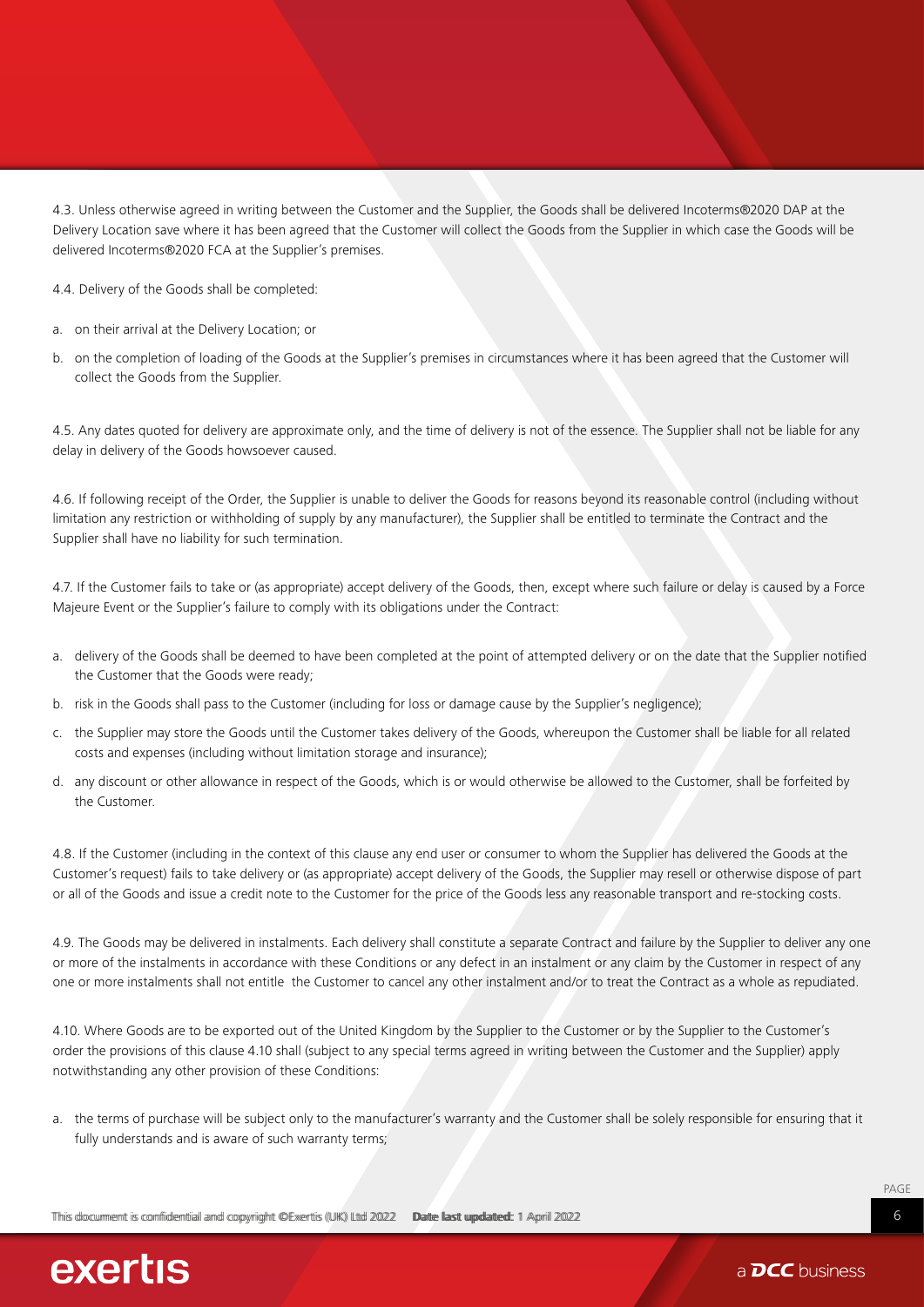4.3. Unless otherwise agreed in writing between the Customer and the Supplier, the Goods shall be delivered Incoterms®2020 DAP at the Delivery Location save where it has been agreed that the Customer will collect the Goods from the Supplier in which case the Goods will be delivered Incoterms®2020 FCA at the Supplier's premises.

4.4. Delivery of the Goods shall be completed:

a. on their arrival at the Delivery Location; or

b. on the completion of loading of the Goods at the Supplier's premises in circumstances where it has been agreed that the Customer will collect the Goods from the Supplier.

4.5. Any dates quoted for delivery are approximate only, and the time of delivery is not of the essence. The Supplier shall not be liable for any delay in delivery of the Goods howsoever caused.

4.6. If following receipt of the Order, the Supplier is unable to deliver the Goods for reasons beyond its reasonable control (including without limitation any restriction or withholding of supply by any manufacturer), the Supplier shall be entitled to terminate the Contract and the Supplier shall have no liability for such termination.

4.7. If the Customer fails to take or (as appropriate) accept delivery of the Goods, then, except where such failure or delay is caused by a Force Majeure Event or the Supplier's failure to comply with its obligations under the Contract:

a. delivery of the Goods shall be deemed to have been completed at the point of attempted delivery or on the date that the Supplier notified the Customer that the Goods were ready;

b. risk in the Goods shall pass to the Customer (including for loss or damage cause by the Supplier's negligence);

c. the Supplier may store the Goods until the Customer takes delivery of the Goods, whereupon the Customer shall be liable for all related costs and expenses (including without limitation storage and insurance);

d. any discount or other allowance in respect of the Goods, which is or would otherwise be allowed to the Customer, shall be forfeited by the Customer.

4.8. If the Customer (including in the context of this clause any end user or consumer to whom the Supplier has delivered the Goods at the Customer's request) fails to take delivery or (as appropriate) accept delivery of the Goods, the Supplier may resell or otherwise dispose of part or all of the Goods and issue a credit note to the Customer for the price of the Goods less any reasonable transport and re-stocking costs.

4.9. The Goods may be delivered in instalments. Each delivery shall constitute a separate Contract and failure by the Supplier to deliver any one or more of the instalments in accordance with these Conditions or any defect in an instalment or any claim by the Customer in respect of any one or more instalments shall not entitle the Customer to cancel any other instalment and/or to treat the Contract as a whole as repudiated.

4.10. Where Goods are to be exported out of the United Kingdom by the Supplier to the Customer or by the Supplier to the Customer's order the provisions of this clause 4.10 shall (subject to any special terms agreed in writing between the Customer and the Supplier) apply notwithstanding any other provision of these Conditions:

a. the terms of purchase will be subject only to the manufacturer's warranty and the Customer shall be solely responsible for ensuring that it fully understands and is aware of such warranty terms;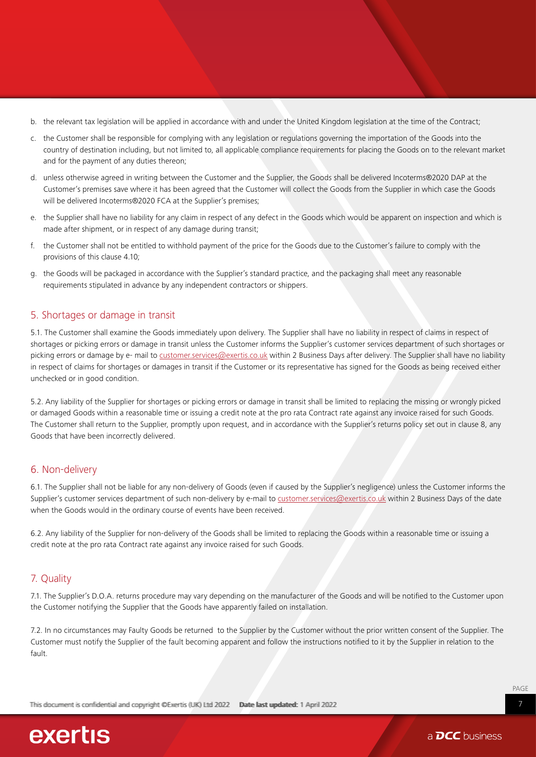b. the relevant tax legislation will be applied in accordance with and under the United Kingdom legislation at the time of the Contract;

c. the Customer shall be responsible for complying with any legislation or regulations governing the importation of the Goods into the country of destination including, but not limited to, all applicable compliance requirements for placing the Goods on to the relevant market and for the payment of any duties thereon;

d. unless otherwise agreed in writing between the Customer and the Supplier, the Goods shall be delivered Incoterms®2020 DAP at the Customer's premises save where it has been agreed that the Customer will collect the Goods from the Supplier in which case the Goods will be delivered Incoterms®2020 FCA at the Supplier's premises;

e. the Supplier shall have no liability for any claim in respect of any defect in the Goods which would be apparent on inspection and which is made after shipment, or in respect of any damage during transit;

f. the Customer shall not be entitled to withhold payment of the price for the Goods due to the Customer's failure to comply with the provisions of this clause 4.10;

g. the Goods will be packaged in accordance with the Supplier's standard practice, and the packaging shall meet any reasonable requirements stipulated in advance by any independent contractors or shippers.

## 5. Shortages or damage in transit

5.1. The Customer shall examine the Goods immediately upon delivery. The Supplier shall have no liability in respect of claims in respect of shortages or picking errors or damage in transit unless the Customer informs the Supplier's customer services department of such shortages or picking errors or damage by e- mail to customer.services@exertis.co.uk within 2 Business Days after delivery. The Supplier shall have no liability in respect of claims for shortages or damages in transit if the Customer or its representative has signed for the Goods as being received either unchecked or in good condition.

5.2. Any liability of the Supplier for shortages or picking errors or damage in transit shall be limited to replacing the missing or wrongly picked or damaged Goods within a reasonable time or issuing a credit note at the pro rata Contract rate against any invoice raised for such Goods. The Customer shall return to the Supplier, promptly upon request, and in accordance with the Supplier's returns policy set out in clause 8, any Goods that have been incorrectly delivered.

## 6. Non-delivery

6.1. The Supplier shall not be liable for any non-delivery of Goods (even if caused by the Supplier's negligence) unless the Customer informs the Supplier's customer services department of such non-delivery by e-mail to customer.services@exertis.co.uk within 2 Business Days of the date when the Goods would in the ordinary course of events have been received.

6.2. Any liability of the Supplier for non-delivery of the Goods shall be limited to replacing the Goods within a reasonable time or issuing a credit note at the pro rata Contract rate against any invoice raised for such Goods.

## 7. Quality

7.1. The Supplier's D.O.A. returns procedure may vary depending on the manufacturer of the Goods and will be notified to the Customer upon the Customer notifying the Supplier that the Goods have apparently failed on installation.

7.2. In no circumstances may Faulty Goods be returned to the Supplier by the Customer without the prior written consent of the Supplier. The Customer must notify the Supplier of the fault becoming apparent and follow the instructions notified to it by the Supplier in relation to the fault.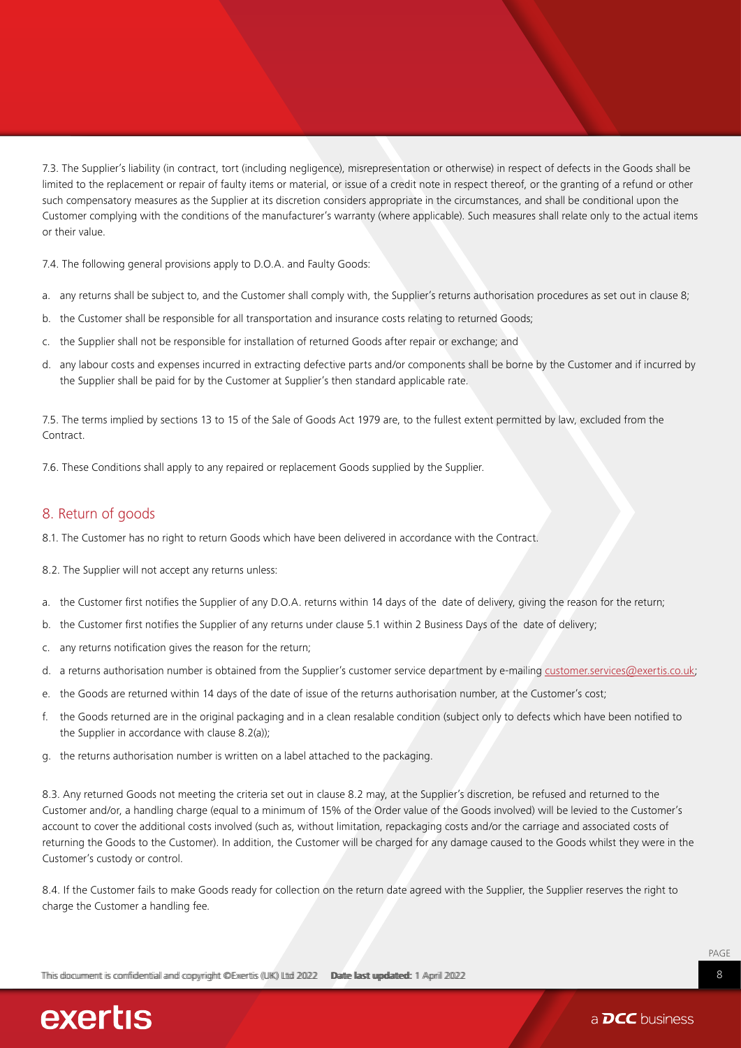7.3. The Supplier's liability (in contract, tort (including negligence), misrepresentation or otherwise) in respect of defects in the Goods shall be limited to the replacement or repair of faulty items or material, or issue of a credit note in respect thereof, or the granting of a refund or other such compensatory measures as the Supplier at its discretion considers appropriate in the circumstances, and shall be conditional upon the Customer complying with the conditions of the manufacturer's warranty (where applicable). Such measures shall relate only to the actual items or their value.

7.4. The following general provisions apply to D.O.A. and Faulty Goods:

a. any returns shall be subject to, and the Customer shall comply with, the Supplier's returns authorisation procedures as set out in clause 8;

b. the Customer shall be responsible for all transportation and insurance costs relating to returned Goods;

c. the Supplier shall not be responsible for installation of returned Goods after repair or exchange; and

d. any labour costs and expenses incurred in extracting defective parts and/or components shall be borne by the Customer and if incurred by the Supplier shall be paid for by the Customer at Supplier's then standard applicable rate.

7.5. The terms implied by sections 13 to 15 of the Sale of Goods Act 1979 are, to the fullest extent permitted by law, excluded from the Contract.

7.6. These Conditions shall apply to any repaired or replacement Goods supplied by the Supplier.

## 8. Return of goods

8.1. The Customer has no right to return Goods which have been delivered in accordance with the Contract.

8.2. The Supplier will not accept any returns unless:

a. the Customer first notifies the Supplier of any D.O.A. returns within 14 days of the date of delivery, giving the reason for the return;

b. the Customer first notifies the Supplier of any returns under clause 5.1 within 2 Business Days of the date of delivery;

c. any returns notification gives the reason for the return;

d. a returns authorisation number is obtained from the Supplier's customer service department by e-mailing customer.services@exertis.co.uk;

e. the Goods are returned within 14 days of the date of issue of the returns authorisation number, at the Customer's cost;

f. the Goods returned are in the original packaging and in a clean resalable condition (subject only to defects which have been notified to the Supplier in accordance with clause 8.2(a));

g. the returns authorisation number is written on a label attached to the packaging.

8.3. Any returned Goods not meeting the criteria set out in clause 8.2 may, at the Supplier's discretion, be refused and returned to the Customer and/or, a handling charge (equal to a minimum of 15% of the Order value of the Goods involved) will be levied to the Customer's account to cover the additional costs involved (such as, without limitation, repackaging costs and/or the carriage and associated costs of returning the Goods to the Customer). In addition, the Customer will be charged for any damage caused to the Goods whilst they were in the Customer's custody or control.

8.4. If the Customer fails to make Goods ready for collection on the return date agreed with the Supplier, the Supplier reserves the right to charge the Customer a handling fee.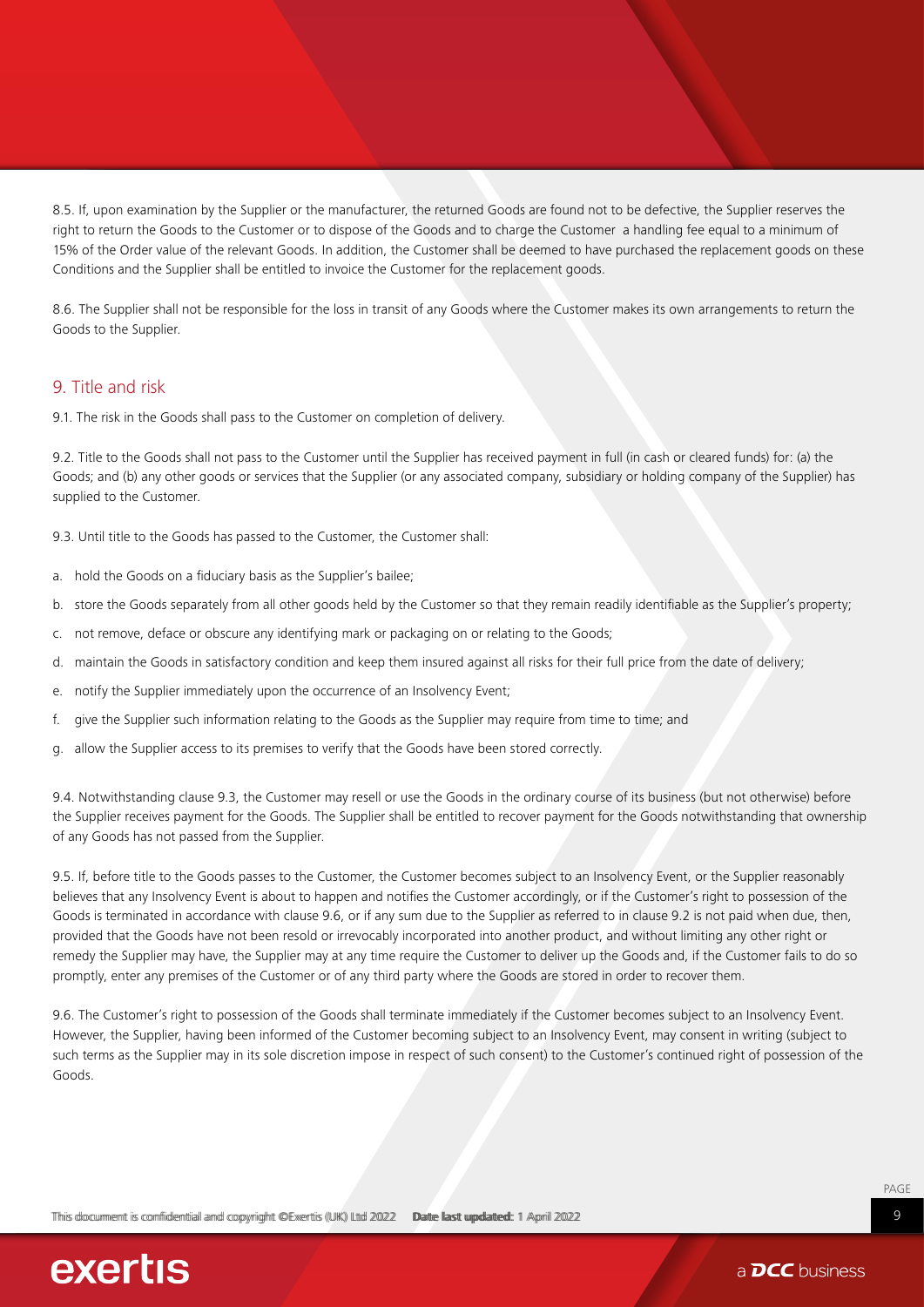8.5. If, upon examination by the Supplier or the manufacturer, the returned Goods are found not to be defective, the Supplier reserves the right to return the Goods to the Customer or to dispose of the Goods and to charge the Customer a handling fee equal to a minimum of 15% of the Order value of the relevant Goods. In addition, the Customer shall be deemed to have purchased the replacement goods on these Conditions and the Supplier shall be entitled to invoice the Customer for the replacement goods.

8.6. The Supplier shall not be responsible for the loss in transit of any Goods where the Customer makes its own arrangements to return the Goods to the Supplier.

## 9. Title and risk

9.1. The risk in the Goods shall pass to the Customer on completion of delivery.

9.2. Title to the Goods shall not pass to the Customer until the Supplier has received payment in full (in cash or cleared funds) for: (a) the Goods; and (b) any other goods or services that the Supplier (or any associated company, subsidiary or holding company of the Supplier) has supplied to the Customer.

9.3. Until title to the Goods has passed to the Customer, the Customer shall:

a. hold the Goods on a fiduciary basis as the Supplier's bailee;

b. store the Goods separately from all other goods held by the Customer so that they remain readily identifiable as the Supplier's property;

c. not remove, deface or obscure any identifying mark or packaging on or relating to the Goods;

d. maintain the Goods in satisfactory condition and keep them insured against all risks for their full price from the date of delivery;

e. notify the Supplier immediately upon the occurrence of an Insolvency Event;

f. give the Supplier such information relating to the Goods as the Supplier may require from time to time; and

g. allow the Supplier access to its premises to verify that the Goods have been stored correctly.

9.4. Notwithstanding clause 9.3, the Customer may resell or use the Goods in the ordinary course of its business (but not otherwise) before the Supplier receives payment for the Goods. The Supplier shall be entitled to recover payment for the Goods notwithstanding that ownership of any Goods has not passed from the Supplier.

9.5. If, before title to the Goods passes to the Customer, the Customer becomes subject to an Insolvency Event, or the Supplier reasonably believes that any Insolvency Event is about to happen and notifies the Customer accordingly, or if the Customer's right to possession of the Goods is terminated in accordance with clause 9.6, or if any sum due to the Supplier as referred to in clause 9.2 is not paid when due, then, provided that the Goods have not been resold or irrevocably incorporated into another product, and without limiting any other right or remedy the Supplier may have, the Supplier may at any time require the Customer to deliver up the Goods and, if the Customer fails to do so promptly, enter any premises of the Customer or of any third party where the Goods are stored in order to recover them.

9.6. The Customer's right to possession of the Goods shall terminate immediately if the Customer becomes subject to an Insolvency Event. However, the Supplier, having been informed of the Customer becoming subject to an Insolvency Event, may consent in writing (subject to such terms as the Supplier may in its sole discretion impose in respect of such consent) to the Customer's continued right of possession of the Goods.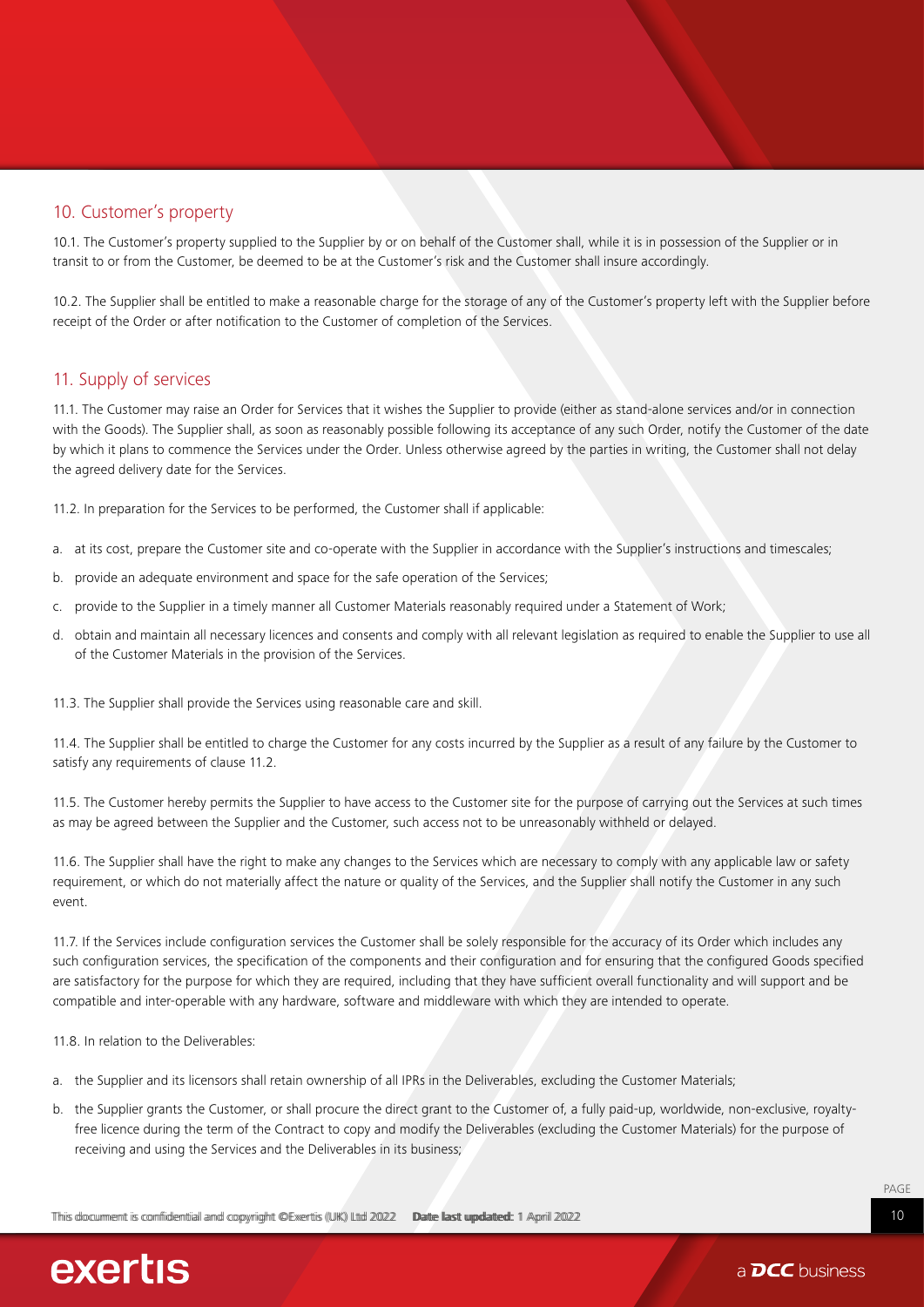## 10. Customer's property

10.1. The Customer's property supplied to the Supplier by or on behalf of the Customer shall, while it is in possession of the Supplier or in transit to or from the Customer, be deemed to be at the Customer's risk and the Customer shall insure accordingly.

10.2. The Supplier shall be entitled to make a reasonable charge for the storage of any of the Customer's property left with the Supplier before receipt of the Order or after notification to the Customer of completion of the Services.

## 11. Supply of services

11.1. The Customer may raise an Order for Services that it wishes the Supplier to provide (either as stand-alone services and/or in connection with the Goods). The Supplier shall, as soon as reasonably possible following its acceptance of any such Order, notify the Customer of the date by which it plans to commence the Services under the Order. Unless otherwise agreed by the parties in writing, the Customer shall not delay the agreed delivery date for the Services.

11.2. In preparation for the Services to be performed, the Customer shall if applicable:

a. at its cost, prepare the Customer site and co-operate with the Supplier in accordance with the Supplier's instructions and timescales;

b. provide an adequate environment and space for the safe operation of the Services;

c. provide to the Supplier in a timely manner all Customer Materials reasonably required under a Statement of Work;

d. obtain and maintain all necessary licences and consents and comply with all relevant legislation as required to enable the Supplier to use all of the Customer Materials in the provision of the Services.

11.3. The Supplier shall provide the Services using reasonable care and skill.

11.4. The Supplier shall be entitled to charge the Customer for any costs incurred by the Supplier as a result of any failure by the Customer to satisfy any requirements of clause 11.2.

11.5. The Customer hereby permits the Supplier to have access to the Customer site for the purpose of carrying out the Services at such times as may be agreed between the Supplier and the Customer, such access not to be unreasonably withheld or delayed.

11.6. The Supplier shall have the right to make any changes to the Services which are necessary to comply with any applicable law or safety requirement, or which do not materially affect the nature or quality of the Services, and the Supplier shall notify the Customer in any such event.

11.7. If the Services include configuration services the Customer shall be solely responsible for the accuracy of its Order which includes any such configuration services, the specification of the components and their configuration and for ensuring that the configured Goods specified are satisfactory for the purpose for which they are required, including that they have sufficient overall functionality and will support and be compatible and inter-operable with any hardware, software and middleware with which they are intended to operate.

11.8. In relation to the Deliverables:

a. the Supplier and its licensors shall retain ownership of all IPRs in the Deliverables, excluding the Customer Materials;

b. the Supplier grants the Customer, or shall procure the direct grant to the Customer of, a fully paid-up, worldwide, non-exclusive, royalty-free licence during the term of the Contract to copy and modify the Deliverables (excluding the Customer Materials) for the purpose of receiving and using the Services and the Deliverables in its business;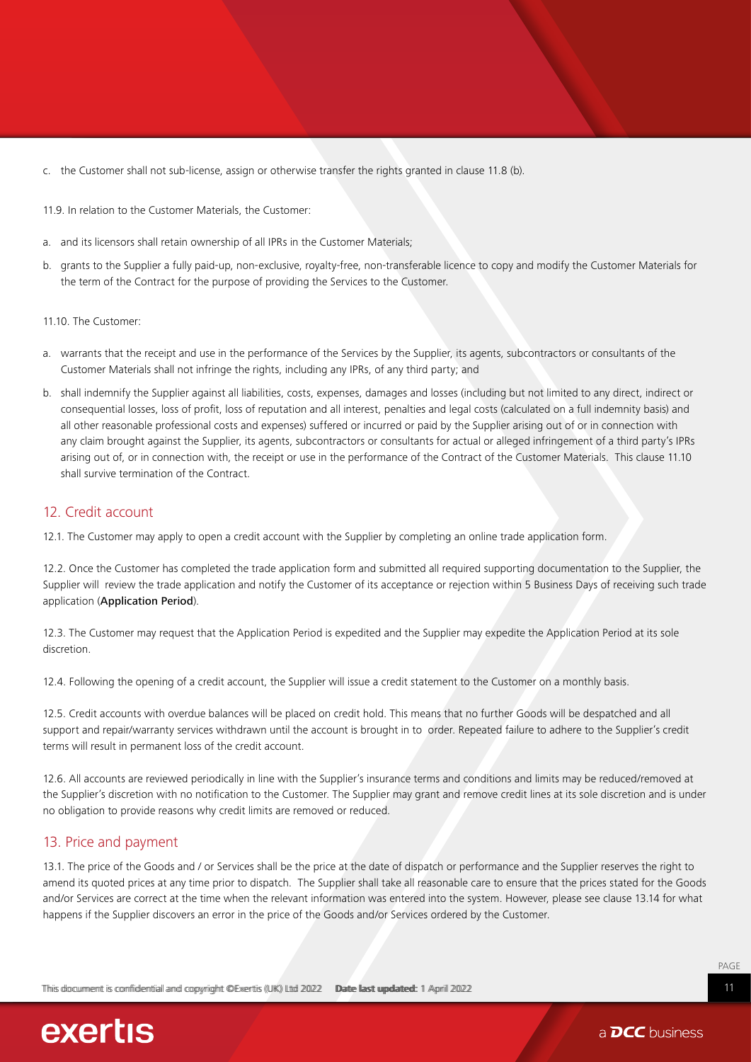c. the Customer shall not sub-license, assign or otherwise transfer the rights granted in clause 11.8 (b).

11.9. In relation to the Customer Materials, the Customer:

a. and its licensors shall retain ownership of all IPRs in the Customer Materials;

b. grants to the Supplier a fully paid-up, non-exclusive, royalty-free, non-transferable licence to copy and modify the Customer Materials for the term of the Contract for the purpose of providing the Services to the Customer.

11.10. The Customer:

a. warrants that the receipt and use in the performance of the Services by the Supplier, its agents, subcontractors or consultants of the Customer Materials shall not infringe the rights, including any IPRs, of any third party; and

b. shall indemnify the Supplier against all liabilities, costs, expenses, damages and losses (including but not limited to any direct, indirect or consequential losses, loss of profit, loss of reputation and all interest, penalties and legal costs (calculated on a full indemnity basis) and all other reasonable professional costs and expenses) suffered or incurred or paid by the Supplier arising out of or in connection with any claim brought against the Supplier, its agents, subcontractors or consultants for actual or alleged infringement of a third party's IPRs arising out of, or in connection with, the receipt or use in the performance of the Contract of the Customer Materials. This clause 11.10 shall survive termination of the Contract.

## 12. Credit account

12.1. The Customer may apply to open a credit account with the Supplier by completing an online trade application form.

12.2. Once the Customer has completed the trade application form and submitted all required supporting documentation to the Supplier, the Supplier will review the trade application and notify the Customer of its acceptance or rejection within 5 Business Days of receiving such trade application (**Application Period**).

12.3. The Customer may request that the Application Period is expedited and the Supplier may expedite the Application Period at its sole discretion.

12.4. Following the opening of a credit account, the Supplier will issue a credit statement to the Customer on a monthly basis.

12.5. Credit accounts with overdue balances will be placed on credit hold. This means that no further Goods will be despatched and all support and repair/warranty services withdrawn until the account is brought in to order. Repeated failure to adhere to the Supplier's credit terms will result in permanent loss of the credit account.

12.6. All accounts are reviewed periodically in line with the Supplier's insurance terms and conditions and limits may be reduced/removed at the Supplier's discretion with no notification to the Customer. The Supplier may grant and remove credit lines at its sole discretion and is under no obligation to provide reasons why credit limits are removed or reduced.

## 13. Price and payment

13.1. The price of the Goods and / or Services shall be the price at the date of dispatch or performance and the Supplier reserves the right to amend its quoted prices at any time prior to dispatch. The Supplier shall take all reasonable care to ensure that the prices stated for the Goods and/or Services are correct at the time when the relevant information was entered into the system. However, please see clause 13.14 for what happens if the Supplier discovers an error in the price of the Goods and/or Services ordered by the Customer.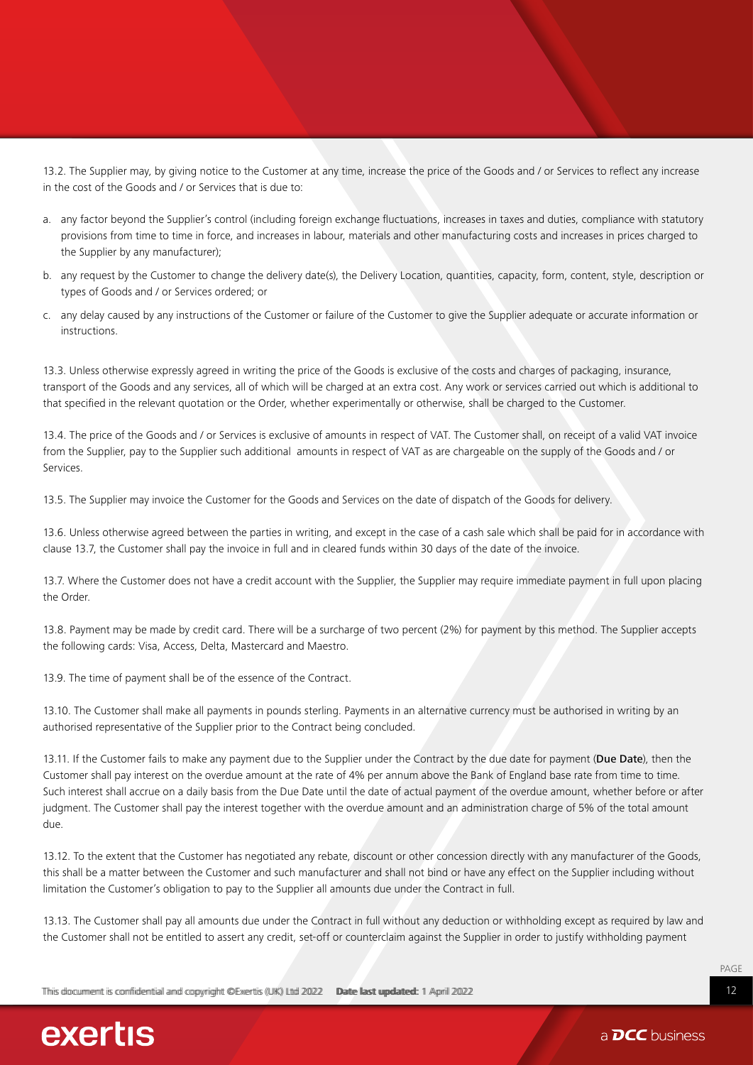13.2. The Supplier may, by giving notice to the Customer at any time, increase the price of the Goods and / or Services to reflect any increase in the cost of the Goods and / or Services that is due to:

a. any factor beyond the Supplier's control (including foreign exchange fluctuations, increases in taxes and duties, compliance with statutory provisions from time to time in force, and increases in labour, materials and other manufacturing costs and increases in prices charged to the Supplier by any manufacturer);

b. any request by the Customer to change the delivery date(s), the Delivery Location, quantities, capacity, form, content, style, description or types of Goods and / or Services ordered; or

c. any delay caused by any instructions of the Customer or failure of the Customer to give the Supplier adequate or accurate information or instructions.

13.3. Unless otherwise expressly agreed in writing the price of the Goods is exclusive of the costs and charges of packaging, insurance, transport of the Goods and any services, all of which will be charged at an extra cost. Any work or services carried out which is additional to that specified in the relevant quotation or the Order, whether experimentally or otherwise, shall be charged to the Customer.

13.4. The price of the Goods and / or Services is exclusive of amounts in respect of VAT. The Customer shall, on receipt of a valid VAT invoice from the Supplier, pay to the Supplier such additional amounts in respect of VAT as are chargeable on the supply of the Goods and / or Services.

13.5. The Supplier may invoice the Customer for the Goods and Services on the date of dispatch of the Goods for delivery.

13.6. Unless otherwise agreed between the parties in writing, and except in the case of a cash sale which shall be paid for in accordance with clause 13.7, the Customer shall pay the invoice in full and in cleared funds within 30 days of the date of the invoice.

13.7. Where the Customer does not have a credit account with the Supplier, the Supplier may require immediate payment in full upon placing the Order.

13.8. Payment may be made by credit card. There will be a surcharge of two percent (2%) for payment by this method. The Supplier accepts the following cards: Visa, Access, Delta, Mastercard and Maestro.

13.9. The time of payment shall be of the essence of the Contract.

13.10. The Customer shall make all payments in pounds sterling. Payments in an alternative currency must be authorised in writing by an authorised representative of the Supplier prior to the Contract being concluded.

13.11. If the Customer fails to make any payment due to the Supplier under the Contract by the due date for payment (**Due Date**), then the Customer shall pay interest on the overdue amount at the rate of 4% per annum above the Bank of England base rate from time to time. Such interest shall accrue on a daily basis from the Due Date until the date of actual payment of the overdue amount, whether before or after judgment. The Customer shall pay the interest together with the overdue amount and an administration charge of 5% of the total amount due.

13.12. To the extent that the Customer has negotiated any rebate, discount or other concession directly with any manufacturer of the Goods, this shall be a matter between the Customer and such manufacturer and shall not bind or have any effect on the Supplier including without limitation the Customer's obligation to pay to the Supplier all amounts due under the Contract in full.

13.13. The Customer shall pay all amounts due under the Contract in full without any deduction or withholding except as required by law and the Customer shall not be entitled to assert any credit, set-off or counterclaim against the Supplier in order to justify withholding payment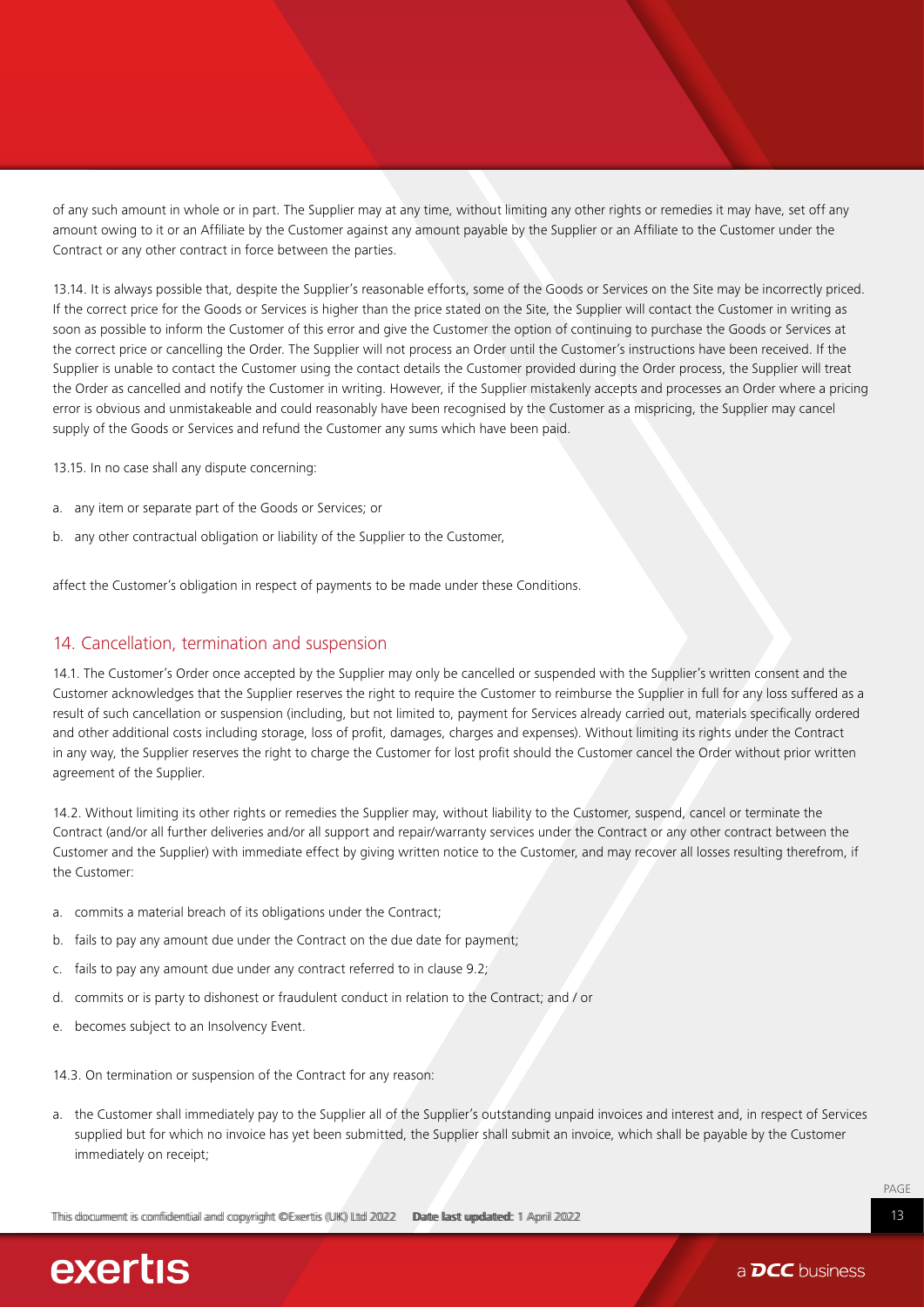of any such amount in whole or in part. The Supplier may at any time, without limiting any other rights or remedies it may have, set off any amount owing to it or an Affiliate by the Customer against any amount payable by the Supplier or an Affiliate to the Customer under the Contract or any other contract in force between the parties.

13.14. It is always possible that, despite the Supplier's reasonable efforts, some of the Goods or Services on the Site may be incorrectly priced. If the correct price for the Goods or Services is higher than the price stated on the Site, the Supplier will contact the Customer in writing as soon as possible to inform the Customer of this error and give the Customer the option of continuing to purchase the Goods or Services at the correct price or cancelling the Order. The Supplier will not process an Order until the Customer's instructions have been received. If the Supplier is unable to contact the Customer using the contact details the Customer provided during the Order process, the Supplier will treat the Order as cancelled and notify the Customer in writing. However, if the Supplier mistakenly accepts and processes an Order where a pricing error is obvious and unmistakeable and could reasonably have been recognised by the Customer as a mispricing, the Supplier may cancel supply of the Goods or Services and refund the Customer any sums which have been paid.

13.15. In no case shall any dispute concerning:

a. any item or separate part of the Goods or Services; or

b. any other contractual obligation or liability of the Supplier to the Customer,

affect the Customer's obligation in respect of payments to be made under these Conditions.

## 14. Cancellation, termination and suspension

14.1. The Customer's Order once accepted by the Supplier may only be cancelled or suspended with the Supplier's written consent and the Customer acknowledges that the Supplier reserves the right to require the Customer to reimburse the Supplier in full for any loss suffered as a result of such cancellation or suspension (including, but not limited to, payment for Services already carried out, materials specifically ordered and other additional costs including storage, loss of profit, damages, charges and expenses). Without limiting its rights under the Contract in any way, the Supplier reserves the right to charge the Customer for lost profit should the Customer cancel the Order without prior written agreement of the Supplier.

14.2. Without limiting its other rights or remedies the Supplier may, without liability to the Customer, suspend, cancel or terminate the Contract (and/or all further deliveries and/or all support and repair/warranty services under the Contract or any other contract between the Customer and the Supplier) with immediate effect by giving written notice to the Customer, and may recover all losses resulting therefrom, if the Customer:

a. commits a material breach of its obligations under the Contract;

b. fails to pay any amount due under the Contract on the due date for payment;

c. fails to pay any amount due under any contract referred to in clause 9.2;

d. commits or is party to dishonest or fraudulent conduct in relation to the Contract; and / or

e. becomes subject to an Insolvency Event.

14.3. On termination or suspension of the Contract for any reason:

a. the Customer shall immediately pay to the Supplier all of the Supplier's outstanding unpaid invoices and interest and, in respect of Services supplied but for which no invoice has yet been submitted, the Supplier shall submit an invoice, which shall be payable by the Customer immediately on receipt;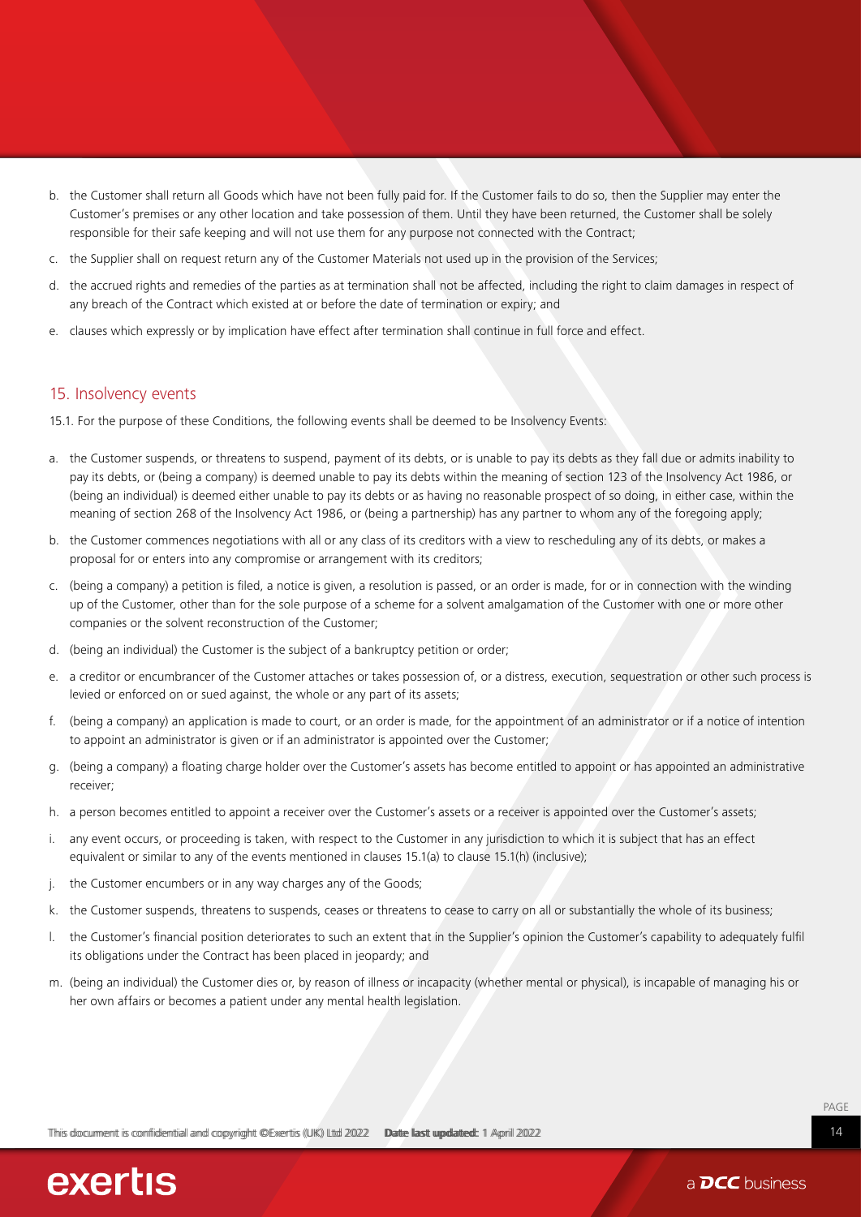b. the Customer shall return all Goods which have not been fully paid for. If the Customer fails to do so, then the Supplier may enter the Customer's premises or any other location and take possession of them. Until they have been returned, the Customer shall be solely responsible for their safe keeping and will not use them for any purpose not connected with the Contract;

c. the Supplier shall on request return any of the Customer Materials not used up in the provision of the Services;

d. the accrued rights and remedies of the parties as at termination shall not be affected, including the right to claim damages in respect of any breach of the Contract which existed at or before the date of termination or expiry; and

e. clauses which expressly or by implication have effect after termination shall continue in full force and effect.

## 15. Insolvency events

15.1. For the purpose of these Conditions, the following events shall be deemed to be Insolvency Events:

a. the Customer suspends, or threatens to suspend, payment of its debts, or is unable to pay its debts as they fall due or admits inability to pay its debts, or (being a company) is deemed unable to pay its debts within the meaning of section 123 of the Insolvency Act 1986, or (being an individual) is deemed either unable to pay its debts or as having no reasonable prospect of so doing, in either case, within the meaning of section 268 of the Insolvency Act 1986, or (being a partnership) has any partner to whom any of the foregoing apply;

b. the Customer commences negotiations with all or any class of its creditors with a view to rescheduling any of its debts, or makes a proposal for or enters into any compromise or arrangement with its creditors;

c. (being a company) a petition is filed, a notice is given, a resolution is passed, or an order is made, for or in connection with the winding up of the Customer, other than for the sole purpose of a scheme for a solvent amalgamation of the Customer with one or more other companies or the solvent reconstruction of the Customer;

d. (being an individual) the Customer is the subject of a bankruptcy petition or order;

e. a creditor or encumbrancer of the Customer attaches or takes possession of, or a distress, execution, sequestration or other such process is levied or enforced on or sued against, the whole or any part of its assets;

f. (being a company) an application is made to court, or an order is made, for the appointment of an administrator or if a notice of intention to appoint an administrator is given or if an administrator is appointed over the Customer;

g. (being a company) a floating charge holder over the Customer's assets has become entitled to appoint or has appointed an administrative receiver;

h. a person becomes entitled to appoint a receiver over the Customer's assets or a receiver is appointed over the Customer's assets;

i. any event occurs, or proceeding is taken, with respect to the Customer in any jurisdiction to which it is subject that has an effect equivalent or similar to any of the events mentioned in clauses 15.1(a) to clause 15.1(h) (inclusive);

j. the Customer encumbers or in any way charges any of the Goods;

k. the Customer suspends, threatens to suspends, ceases or threatens to cease to carry on all or substantially the whole of its business;

l. the Customer's financial position deteriorates to such an extent that in the Supplier's opinion the Customer's capability to adequately fulfil its obligations under the Contract has been placed in jeopardy; and

m. (being an individual) the Customer dies or, by reason of illness or incapacity (whether mental or physical), is incapable of managing his or her own affairs or becomes a patient under any mental health legislation.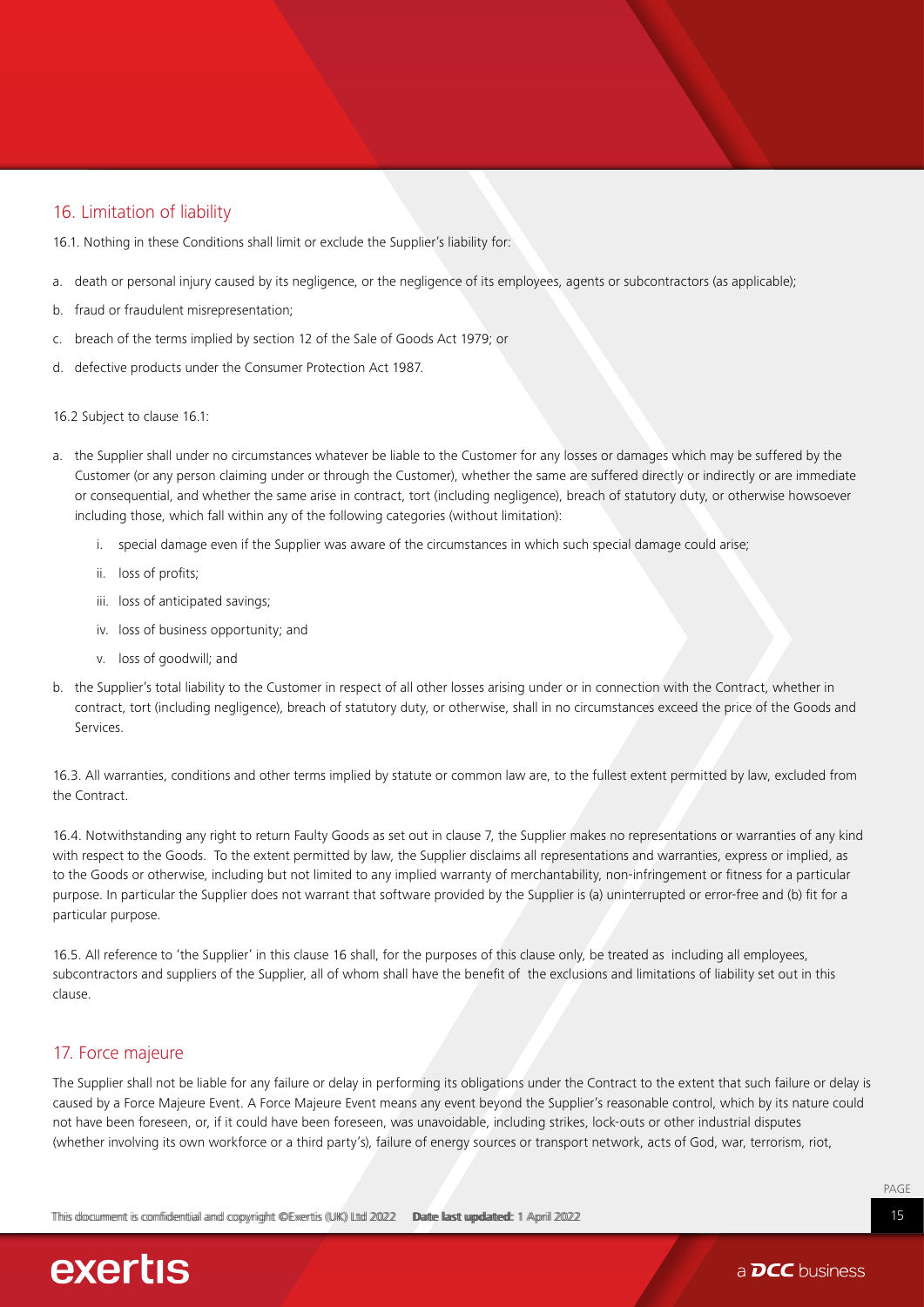## 16. Limitation of liability

16.1. Nothing in these Conditions shall limit or exclude the Supplier's liability for:

a. death or personal injury caused by its negligence, or the negligence of its employees, agents or subcontractors (as applicable);

b. fraud or fraudulent misrepresentation;

c. breach of the terms implied by section 12 of the Sale of Goods Act 1979; or

d. defective products under the Consumer Protection Act 1987.

16.2 Subject to clause 16.1:

a. the Supplier shall under no circumstances whatever be liable to the Customer for any losses or damages which may be suffered by the Customer (or any person claiming under or through the Customer), whether the same are suffered directly or indirectly or are immediate or consequential, and whether the same arise in contract, tort (including negligence), breach of statutory duty, or otherwise howsoever including those, which fall within any of the following categories (without limitation):

    i. special damage even if the Supplier was aware of the circumstances in which such special damage could arise;

    ii. loss of profits;

    iii. loss of anticipated savings;

    iv. loss of business opportunity; and

    v. loss of goodwill; and

b. the Supplier's total liability to the Customer in respect of all other losses arising under or in connection with the Contract, whether in contract, tort (including negligence), breach of statutory duty, or otherwise, shall in no circumstances exceed the price of the Goods and Services.

16.3. All warranties, conditions and other terms implied by statute or common law are, to the fullest extent permitted by law, excluded from the Contract.

16.4. Notwithstanding any right to return Faulty Goods as set out in clause 7, the Supplier makes no representations or warranties of any kind with respect to the Goods. To the extent permitted by law, the Supplier disclaims all representations and warranties, express or implied, as to the Goods or otherwise, including but not limited to any implied warranty of merchantability, non-infringement or fitness for a particular purpose. In particular the Supplier does not warrant that software provided by the Supplier is (a) uninterrupted or error-free and (b) fit for a particular purpose.

16.5. All reference to 'the Supplier' in this clause 16 shall, for the purposes of this clause only, be treated as including all employees, subcontractors and suppliers of the Supplier, all of whom shall have the benefit of the exclusions and limitations of liability set out in this clause.

## 17. Force majeure

The Supplier shall not be liable for any failure or delay in performing its obligations under the Contract to the extent that such failure or delay is caused by a Force Majeure Event. A Force Majeure Event means any event beyond the Supplier's reasonable control, which by its nature could not have been foreseen, or, if it could have been foreseen, was unavoidable, including strikes, lock-outs or other industrial disputes (whether involving its own workforce or a third party's), failure of energy sources or transport network, acts of God, war, terrorism, riot,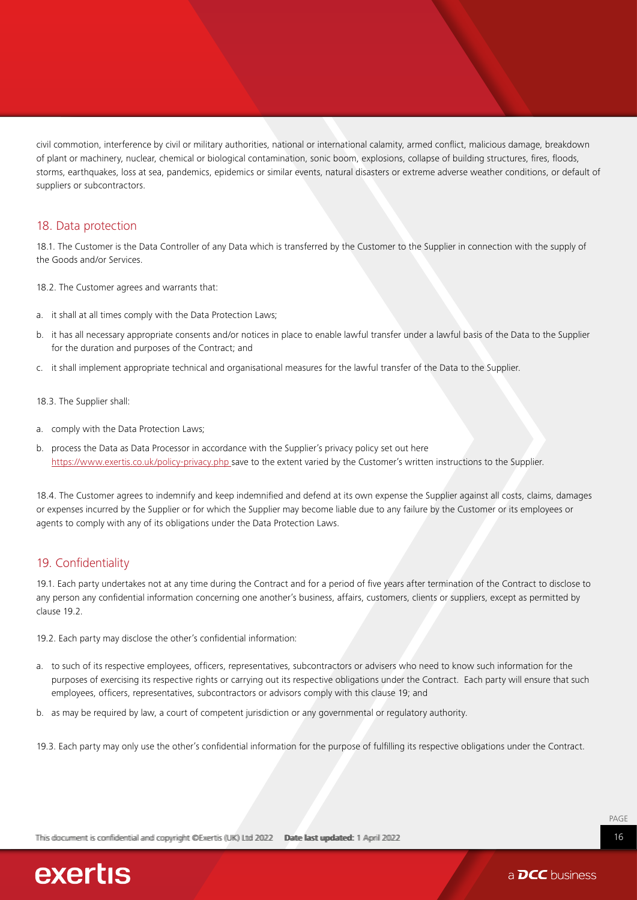civil commotion, interference by civil or military authorities, national or international calamity, armed conflict, malicious damage, breakdown of plant or machinery, nuclear, chemical or biological contamination, sonic boom, explosions, collapse of building structures, fires, floods, storms, earthquakes, loss at sea, pandemics, epidemics or similar events, natural disasters or extreme adverse weather conditions, or default of suppliers or subcontractors.

## 18. Data protection

18.1. The Customer is the Data Controller of any Data which is transferred by the Customer to the Supplier in connection with the supply of the Goods and/or Services.

18.2. The Customer agrees and warrants that:

a. it shall at all times comply with the Data Protection Laws;

b. it has all necessary appropriate consents and/or notices in place to enable lawful transfer under a lawful basis of the Data to the Supplier for the duration and purposes of the Contract; and

c. it shall implement appropriate technical and organisational measures for the lawful transfer of the Data to the Supplier.

18.3. The Supplier shall:

a. comply with the Data Protection Laws;

b. process the Data as Data Processor in accordance with the Supplier's privacy policy set out here https://www.exertis.co.uk/policy-privacy.php save to the extent varied by the Customer's written instructions to the Supplier.

18.4. The Customer agrees to indemnify and keep indemnified and defend at its own expense the Supplier against all costs, claims, damages or expenses incurred by the Supplier or for which the Supplier may become liable due to any failure by the Customer or its employees or agents to comply with any of its obligations under the Data Protection Laws.

## 19. Confidentiality

19.1. Each party undertakes not at any time during the Contract and for a period of five years after termination of the Contract to disclose to any person any confidential information concerning one another's business, affairs, customers, clients or suppliers, except as permitted by clause 19.2.

19.2. Each party may disclose the other's confidential information:

a. to such of its respective employees, officers, representatives, subcontractors or advisers who need to know such information for the purposes of exercising its respective rights or carrying out its respective obligations under the Contract. Each party will ensure that such employees, officers, representatives, subcontractors or advisors comply with this clause 19; and

b. as may be required by law, a court of competent jurisdiction or any governmental or regulatory authority.

19.3. Each party may only use the other's confidential information for the purpose of fulfilling its respective obligations under the Contract.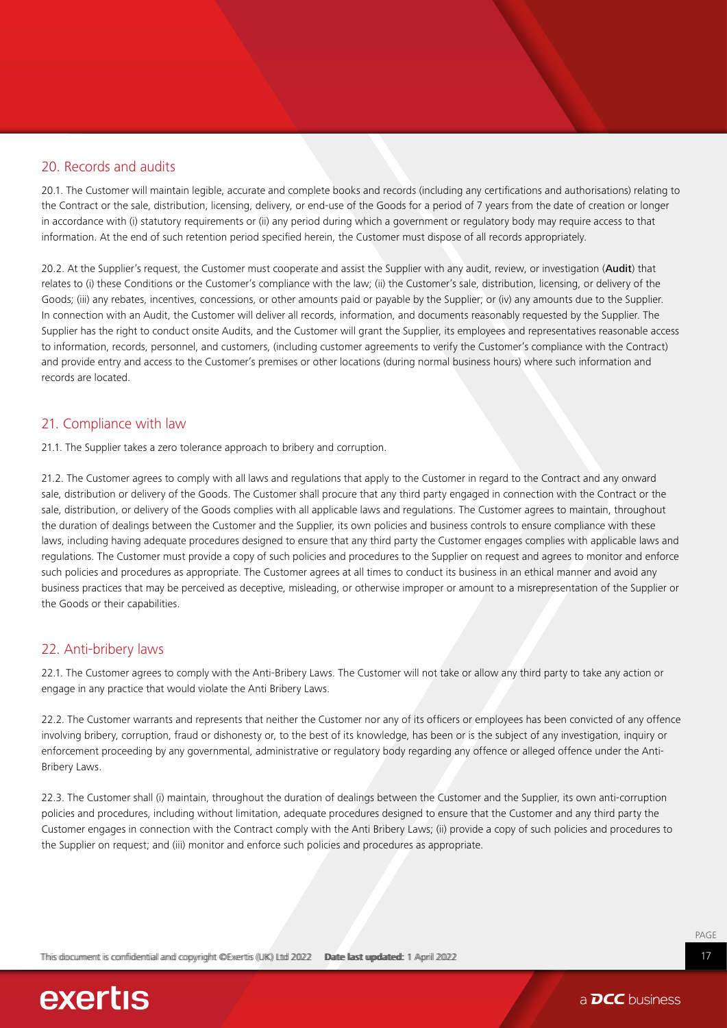## 20. Records and audits

20.1. The Customer will maintain legible, accurate and complete books and records (including any certifications and authorisations) relating to the Contract or the sale, distribution, licensing, delivery, or end-use of the Goods for a period of 7 years from the date of creation or longer in accordance with (i) statutory requirements or (ii) any period during which a government or regulatory body may require access to that information. At the end of such retention period specified herein, the Customer must dispose of all records appropriately.

20.2. At the Supplier's request, the Customer must cooperate and assist the Supplier with any audit, review, or investigation (**Audit**) that relates to (i) these Conditions or the Customer's compliance with the law; (ii) the Customer's sale, distribution, licensing, or delivery of the Goods; (iii) any rebates, incentives, concessions, or other amounts paid or payable by the Supplier; or (iv) any amounts due to the Supplier. In connection with an Audit, the Customer will deliver all records, information, and documents reasonably requested by the Supplier. The Supplier has the right to conduct onsite Audits, and the Customer will grant the Supplier, its employees and representatives reasonable access to information, records, personnel, and customers, (including customer agreements to verify the Customer's compliance with the Contract) and provide entry and access to the Customer's premises or other locations (during normal business hours) where such information and records are located.

## 21. Compliance with law

21.1. The Supplier takes a zero tolerance approach to bribery and corruption.

21.2. The Customer agrees to comply with all laws and regulations that apply to the Customer in regard to the Contract and any onward sale, distribution or delivery of the Goods. The Customer shall procure that any third party engaged in connection with the Contract or the sale, distribution, or delivery of the Goods complies with all applicable laws and regulations. The Customer agrees to maintain, throughout the duration of dealings between the Customer and the Supplier, its own policies and business controls to ensure compliance with these laws, including having adequate procedures designed to ensure that any third party the Customer engages complies with applicable laws and regulations. The Customer must provide a copy of such policies and procedures to the Supplier on request and agrees to monitor and enforce such policies and procedures as appropriate. The Customer agrees at all times to conduct its business in an ethical manner and avoid any business practices that may be perceived as deceptive, misleading, or otherwise improper or amount to a misrepresentation of the Supplier or the Goods or their capabilities.

## 22. Anti-bribery laws

22.1. The Customer agrees to comply with the Anti-Bribery Laws. The Customer will not take or allow any third party to take any action or engage in any practice that would violate the Anti Bribery Laws.

22.2. The Customer warrants and represents that neither the Customer nor any of its officers or employees has been convicted of any offence involving bribery, corruption, fraud or dishonesty or, to the best of its knowledge, has been or is the subject of any investigation, inquiry or enforcement proceeding by any governmental, administrative or regulatory body regarding any offence or alleged offence under the Anti-Bribery Laws.

22.3. The Customer shall (i) maintain, throughout the duration of dealings between the Customer and the Supplier, its own anti-corruption policies and procedures, including without limitation, adequate procedures designed to ensure that the Customer and any third party the Customer engages in connection with the Contract comply with the Anti Bribery Laws; (ii) provide a copy of such policies and procedures to the Supplier on request; and (iii) monitor and enforce such policies and procedures as appropriate.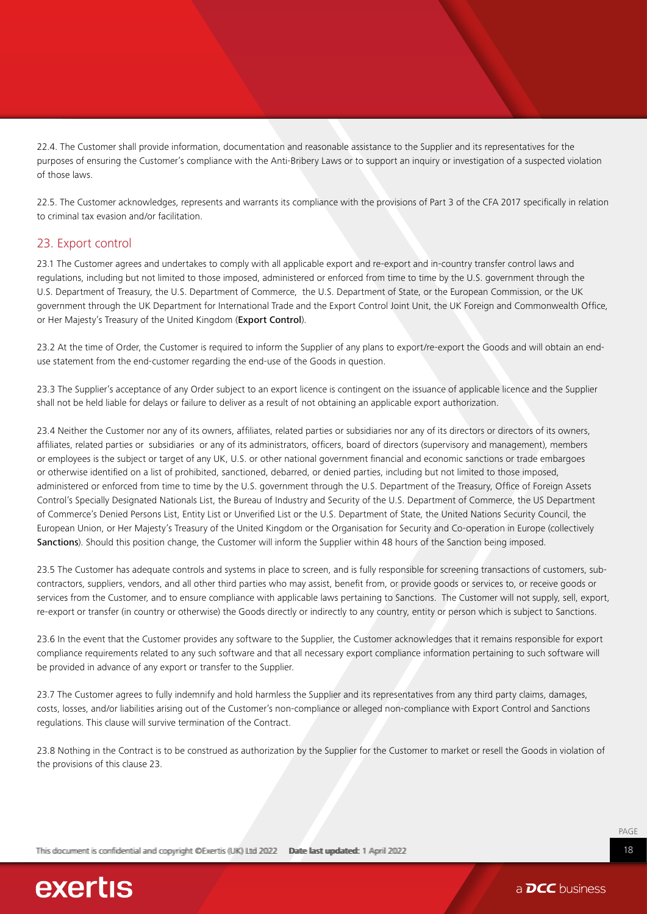22.4. The Customer shall provide information, documentation and reasonable assistance to the Supplier and its representatives for the purposes of ensuring the Customer's compliance with the Anti-Bribery Laws or to support an inquiry or investigation of a suspected violation of those laws.

22.5. The Customer acknowledges, represents and warrants its compliance with the provisions of Part 3 of the CFA 2017 specifically in relation to criminal tax evasion and/or facilitation.

## 23. Export control

23.1 The Customer agrees and undertakes to comply with all applicable export and re-export and in-country transfer control laws and regulations, including but not limited to those imposed, administered or enforced from time to time by the U.S. government through the U.S. Department of Treasury, the U.S. Department of Commerce, the U.S. Department of State, or the European Commission, or the UK government through the UK Department for International Trade and the Export Control Joint Unit, the UK Foreign and Commonwealth Office, or Her Majesty's Treasury of the United Kingdom (**Export Control**).

23.2 At the time of Order, the Customer is required to inform the Supplier of any plans to export/re-export the Goods and will obtain an end-use statement from the end-customer regarding the end-use of the Goods in question.

23.3 The Supplier's acceptance of any Order subject to an export licence is contingent on the issuance of applicable licence and the Supplier shall not be held liable for delays or failure to deliver as a result of not obtaining an applicable export authorization.

23.4 Neither the Customer nor any of its owners, affiliates, related parties or subsidiaries nor any of its directors or directors of its owners, affiliates, related parties or subsidiaries or any of its administrators, officers, board of directors (supervisory and management), members or employees is the subject or target of any UK, U.S. or other national government financial and economic sanctions or trade embargoes or otherwise identified on a list of prohibited, sanctioned, debarred, or denied parties, including but not limited to those imposed, administered or enforced from time to time by the U.S. government through the U.S. Department of the Treasury, Office of Foreign Assets Control's Specially Designated Nationals List, the Bureau of Industry and Security of the U.S. Department of Commerce, the US Department of Commerce's Denied Persons List, Entity List or Unverified List or the U.S. Department of State, the United Nations Security Council, the European Union, or Her Majesty's Treasury of the United Kingdom or the Organisation for Security and Co-operation in Europe (collectively **Sanctions**). Should this position change, the Customer will inform the Supplier within 48 hours of the Sanction being imposed.

23.5 The Customer has adequate controls and systems in place to screen, and is fully responsible for screening transactions of customers, sub-contractors, suppliers, vendors, and all other third parties who may assist, benefit from, or provide goods or services to, or receive goods or services from the Customer, and to ensure compliance with applicable laws pertaining to Sanctions. The Customer will not supply, sell, export, re-export or transfer (in country or otherwise) the Goods directly or indirectly to any country, entity or person which is subject to Sanctions.

23.6 In the event that the Customer provides any software to the Supplier, the Customer acknowledges that it remains responsible for export compliance requirements related to any such software and that all necessary export compliance information pertaining to such software will be provided in advance of any export or transfer to the Supplier.

23.7 The Customer agrees to fully indemnify and hold harmless the Supplier and its representatives from any third party claims, damages, costs, losses, and/or liabilities arising out of the Customer's non-compliance or alleged non-compliance with Export Control and Sanctions regulations. This clause will survive termination of the Contract.

23.8 Nothing in the Contract is to be construed as authorization by the Supplier for the Customer to market or resell the Goods in violation of the provisions of this clause 23.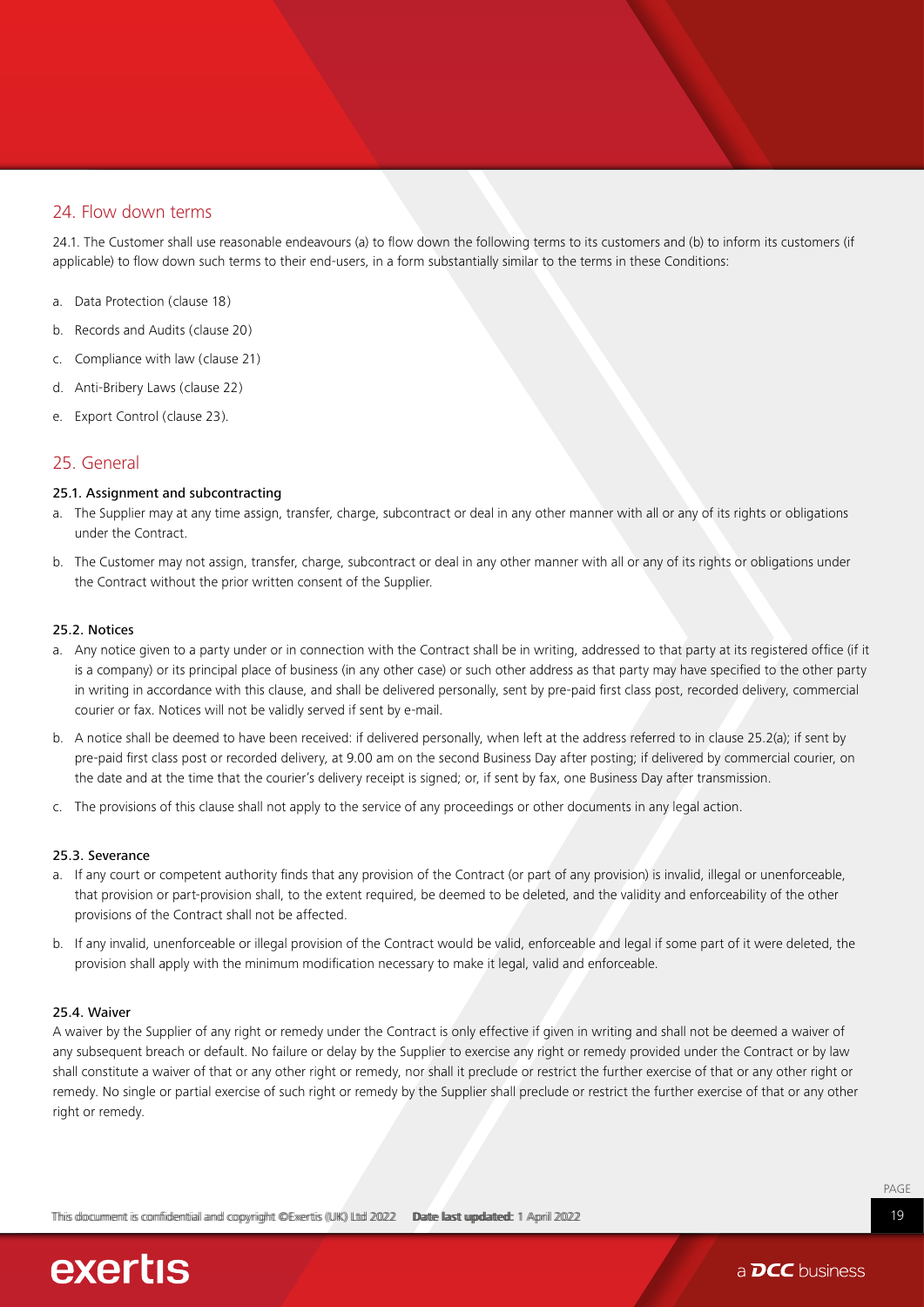## 24. Flow down terms

24.1. The Customer shall use reasonable endeavours (a) to flow down the following terms to its customers and (b) to inform its customers (if applicable) to flow down such terms to their end-users, in a form substantially similar to the terms in these Conditions:

a. Data Protection (clause 18)

b. Records and Audits (clause 20)

c. Compliance with law (clause 21)

d. Anti-Bribery Laws (clause 22)

e. Export Control (clause 23).

## 25. General

**25.1. Assignment and subcontracting**

a. The Supplier may at any time assign, transfer, charge, subcontract or deal in any other manner with all or any of its rights or obligations under the Contract.

b. The Customer may not assign, transfer, charge, subcontract or deal in any other manner with all or any of its rights or obligations under the Contract without the prior written consent of the Supplier.

**25.2. Notices**

a. Any notice given to a party under or in connection with the Contract shall be in writing, addressed to that party at its registered office (if it is a company) or its principal place of business (in any other case) or such other address as that party may have specified to the other party in writing in accordance with this clause, and shall be delivered personally, sent by pre-paid first class post, recorded delivery, commercial courier or fax. Notices will not be validly served if sent by e-mail.

b. A notice shall be deemed to have been received: if delivered personally, when left at the address referred to in clause 25.2(a); if sent by pre-paid first class post or recorded delivery, at 9.00 am on the second Business Day after posting; if delivered by commercial courier, on the date and at the time that the courier's delivery receipt is signed; or, if sent by fax, one Business Day after transmission.

c. The provisions of this clause shall not apply to the service of any proceedings or other documents in any legal action.

**25.3. Severance**

a. If any court or competent authority finds that any provision of the Contract (or part of any provision) is invalid, illegal or unenforceable, that provision or part-provision shall, to the extent required, be deemed to be deleted, and the validity and enforceability of the other provisions of the Contract shall not be affected.

b. If any invalid, unenforceable or illegal provision of the Contract would be valid, enforceable and legal if some part of it were deleted, the provision shall apply with the minimum modification necessary to make it legal, valid and enforceable.

**25.4. Waiver**

A waiver by the Supplier of any right or remedy under the Contract is only effective if given in writing and shall not be deemed a waiver of any subsequent breach or default. No failure or delay by the Supplier to exercise any right or remedy provided under the Contract or by law shall constitute a waiver of that or any other right or remedy, nor shall it preclude or restrict the further exercise of that or any other right or remedy. No single or partial exercise of such right or remedy by the Supplier shall preclude or restrict the further exercise of that or any other right or remedy.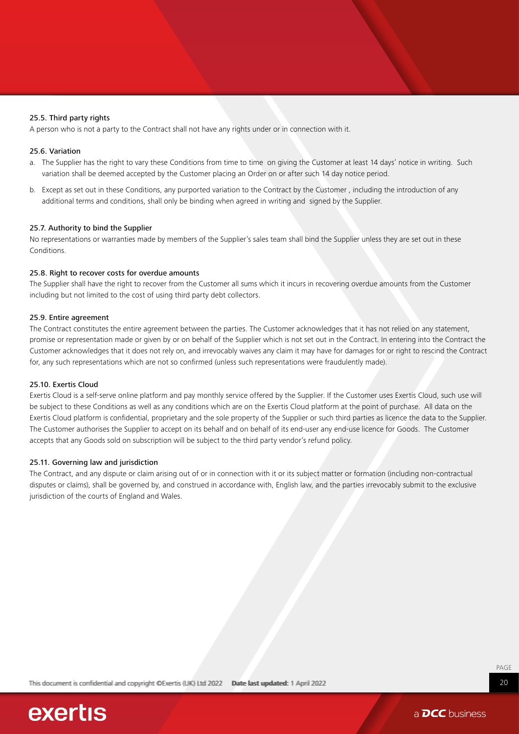### 25.5. Third party rights

A person who is not a party to the Contract shall not have any rights under or in connection with it.

### 25.6. Variation

a. The Supplier has the right to vary these Conditions from time to time on giving the Customer at least 14 days' notice in writing. Such variation shall be deemed accepted by the Customer placing an Order on or after such 14 day notice period.

b. Except as set out in these Conditions, any purported variation to the Contract by the Customer , including the introduction of any additional terms and conditions, shall only be binding when agreed in writing and signed by the Supplier.

### 25.7. Authority to bind the Supplier

No representations or warranties made by members of the Supplier's sales team shall bind the Supplier unless they are set out in these Conditions.

### 25.8. Right to recover costs for overdue amounts

The Supplier shall have the right to recover from the Customer all sums which it incurs in recovering overdue amounts from the Customer including but not limited to the cost of using third party debt collectors.

### 25.9. Entire agreement

The Contract constitutes the entire agreement between the parties. The Customer acknowledges that it has not relied on any statement, promise or representation made or given by or on behalf of the Supplier which is not set out in the Contract. In entering into the Contract the Customer acknowledges that it does not rely on, and irrevocably waives any claim it may have for damages for or right to rescind the Contract for, any such representations which are not so confirmed (unless such representations were fraudulently made).

### 25.10. Exertis Cloud

Exertis Cloud is a self-serve online platform and pay monthly service offered by the Supplier. If the Customer uses Exertis Cloud, such use will be subject to these Conditions as well as any conditions which are on the Exertis Cloud platform at the point of purchase. All data on the Exertis Cloud platform is confidential, proprietary and the sole property of the Supplier or such third parties as licence the data to the Supplier. The Customer authorises the Supplier to accept on its behalf and on behalf of its end-user any end-use licence for Goods. The Customer accepts that any Goods sold on subscription will be subject to the third party vendor's refund policy.

### 25.11. Governing law and jurisdiction

The Contract, and any dispute or claim arising out of or in connection with it or its subject matter or formation (including non-contractual disputes or claims), shall be governed by, and construed in accordance with, English law, and the parties irrevocably submit to the exclusive jurisdiction of the courts of England and Wales.